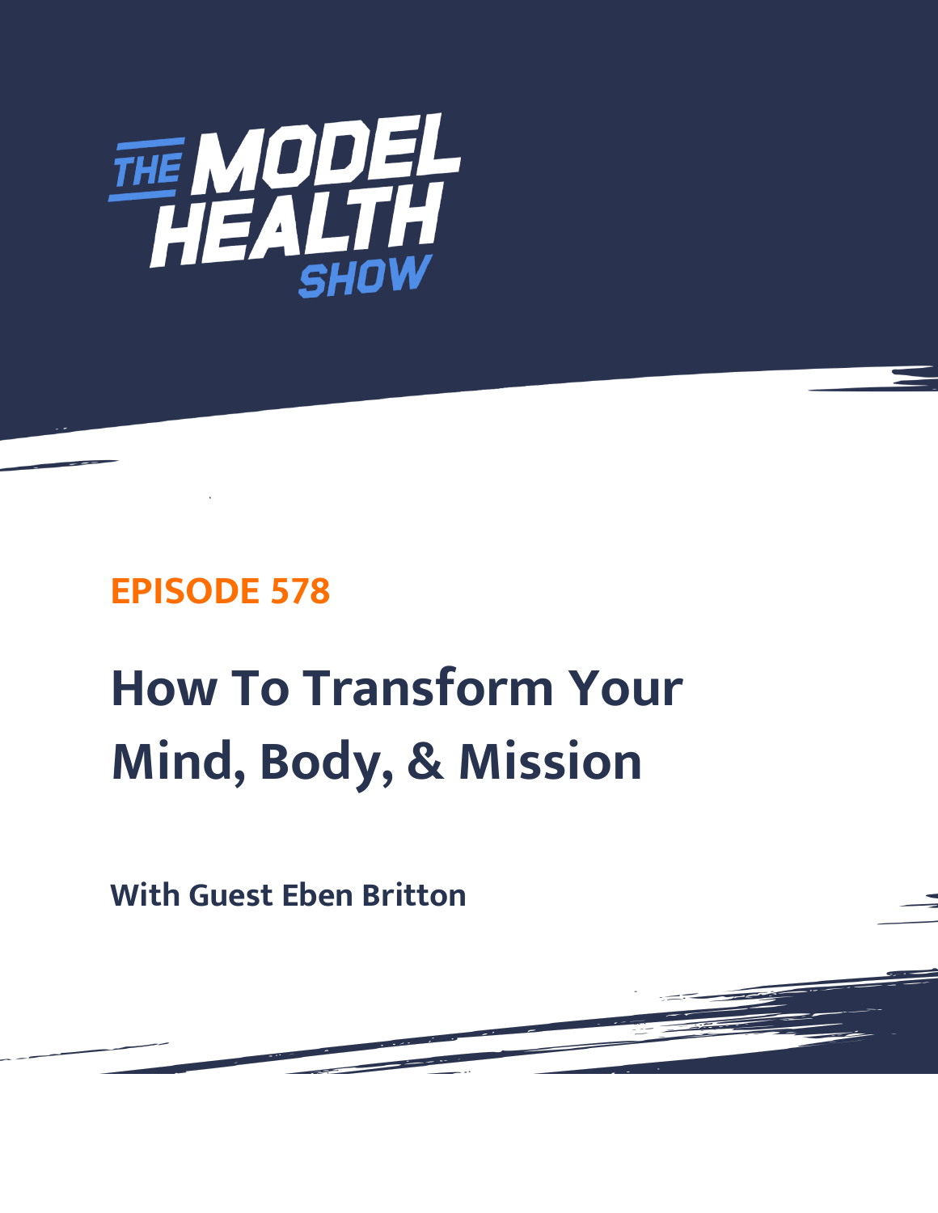THE MODEL HEALTH SHOW

## EPISODE 578

# How To Transform Your Mind, Body, & Mission

### With Guest Eben Britton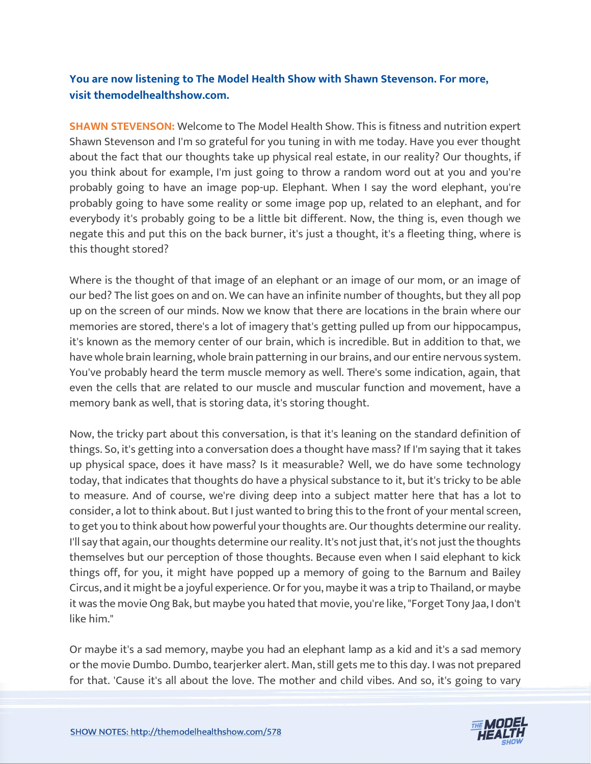**You are now listening to The Model Health Show with Shawn Stevenson. For more, visit themodelhealthshow.com.**

**SHAWN STEVENSON:** Welcome to The Model Health Show. This is fitness and nutrition expert Shawn Stevenson and I'm so grateful for you tuning in with me today. Have you ever thought about the fact that our thoughts take up physical real estate, in our reality? Our thoughts, if you think about for example, I'm just going to throw a random word out at you and you're probably going to have an image pop-up. Elephant. When I say the word elephant, you're probably going to have some reality or some image pop up, related to an elephant, and for everybody it's probably going to be a little bit different. Now, the thing is, even though we negate this and put this on the back burner, it's just a thought, it's a fleeting thing, where is this thought stored?

Where is the thought of that image of an elephant or an image of our mom, or an image of our bed? The list goes on and on. We can have an infinite number of thoughts, but they all pop up on the screen of our minds. Now we know that there are locations in the brain where our memories are stored, there's a lot of imagery that's getting pulled up from our hippocampus, it's known as the memory center of our brain, which is incredible. But in addition to that, we have whole brain learning, whole brain patterning in our brains, and our entire nervous system. You've probably heard the term muscle memory as well. There's some indication, again, that even the cells that are related to our muscle and muscular function and movement, have a memory bank as well, that is storing data, it's storing thought.

Now, the tricky part about this conversation, is that it's leaning on the standard definition of things. So, it's getting into a conversation does a thought have mass? If I'm saying that it takes up physical space, does it have mass? Is it measurable? Well, we do have some technology today, that indicates that thoughts do have a physical substance to it, but it's tricky to be able to measure. And of course, we're diving deep into a subject matter here that has a lot to consider, a lot to think about. But I just wanted to bring this to the front of your mental screen, to get you to think about how powerful your thoughts are. Our thoughts determine our reality. I'll say that again, our thoughts determine our reality. It's not just that, it's not just the thoughts themselves but our perception of those thoughts. Because even when I said elephant to kick things off, for you, it might have popped up a memory of going to the Barnum and Bailey Circus, and it might be a joyful experience. Or for you, maybe it was a trip to Thailand, or maybe it was the movie Ong Bak, but maybe you hated that movie, you're like, "Forget Tony Jaa, I don't like him."

Or maybe it's a sad memory, maybe you had an elephant lamp as a kid and it's a sad memory or the movie Dumbo. Dumbo, tearjerker alert. Man, still gets me to this day. I was not prepared for that. 'Cause it's all about the love. The mother and child vibes. And so, it's going to vary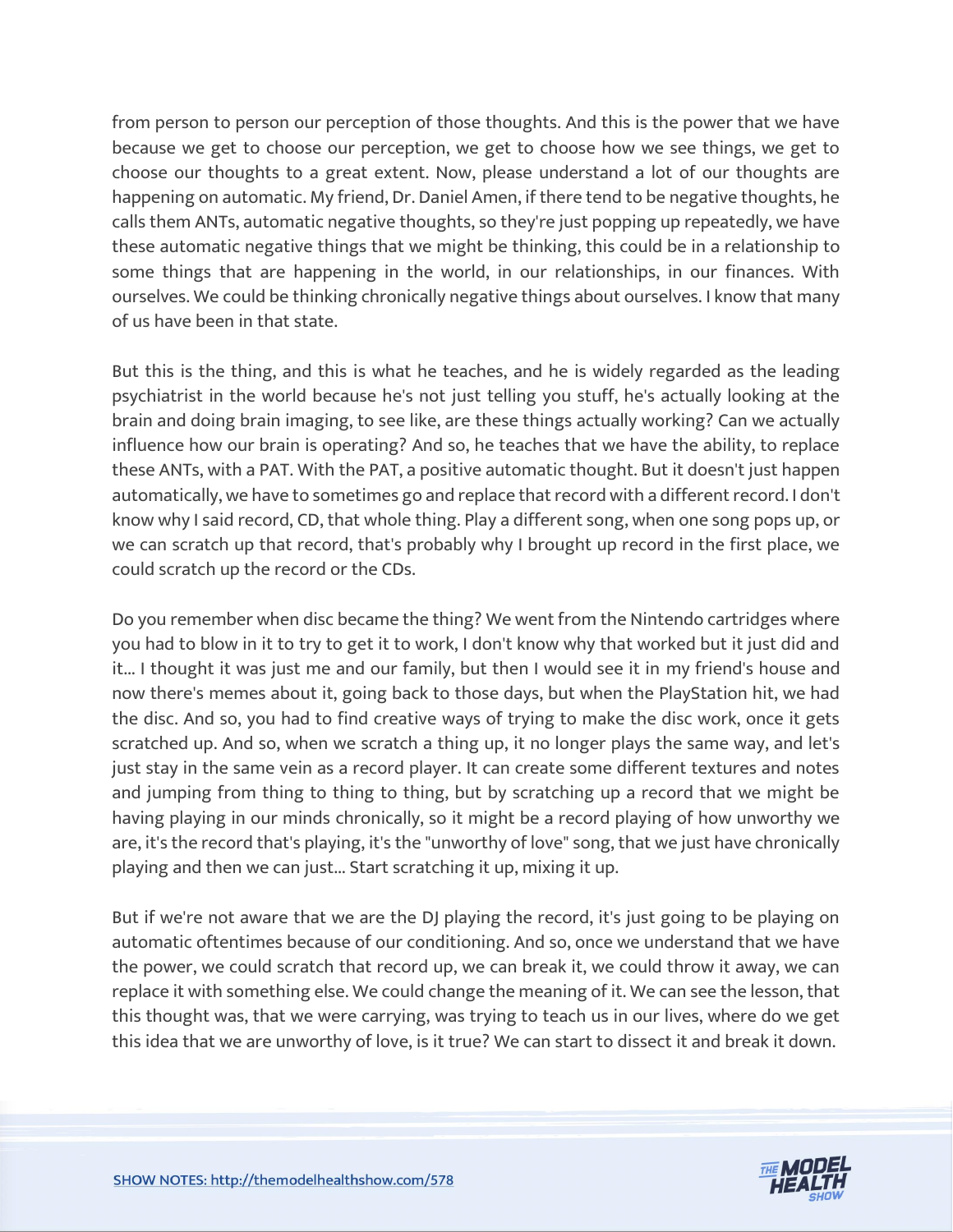from person to person our perception of those thoughts. And this is the power that we have because we get to choose our perception, we get to choose how we see things, we get to choose our thoughts to a great extent. Now, please understand a lot of our thoughts are happening on automatic. My friend, Dr. Daniel Amen, if there tend to be negative thoughts, he calls them ANTs, automatic negative thoughts, so they're just popping up repeatedly, we have these automatic negative things that we might be thinking, this could be in a relationship to some things that are happening in the world, in our relationships, in our finances. With ourselves. We could be thinking chronically negative things about ourselves. I know that many of us have been in that state.

But this is the thing, and this is what he teaches, and he is widely regarded as the leading psychiatrist in the world because he's not just telling you stuff, he's actually looking at the brain and doing brain imaging, to see like, are these things actually working? Can we actually influence how our brain is operating? And so, he teaches that we have the ability, to replace these ANTs, with a PAT. With the PAT, a positive automatic thought. But it doesn't just happen automatically, we have to sometimes go and replace that record with a different record. I don't know why I said record, CD, that whole thing. Play a different song, when one song pops up, or we can scratch up that record, that's probably why I brought up record in the first place, we could scratch up the record or the CDs.

Do you remember when disc became the thing? We went from the Nintendo cartridges where you had to blow in it to try to get it to work, I don't know why that worked but it just did and it... I thought it was just me and our family, but then I would see it in my friend's house and now there's memes about it, going back to those days, but when the PlayStation hit, we had the disc. And so, you had to find creative ways of trying to make the disc work, once it gets scratched up. And so, when we scratch a thing up, it no longer plays the same way, and let's just stay in the same vein as a record player. It can create some different textures and notes and jumping from thing to thing to thing, but by scratching up a record that we might be having playing in our minds chronically, so it might be a record playing of how unworthy we are, it's the record that's playing, it's the "unworthy of love" song, that we just have chronically playing and then we can just... Start scratching it up, mixing it up.

But if we're not aware that we are the DJ playing the record, it's just going to be playing on automatic oftentimes because of our conditioning. And so, once we understand that we have the power, we could scratch that record up, we can break it, we could throw it away, we can replace it with something else. We could change the meaning of it. We can see the lesson, that this thought was, that we were carrying, was trying to teach us in our lives, where do we get this idea that we are unworthy of love, is it true? We can start to dissect it and break it down.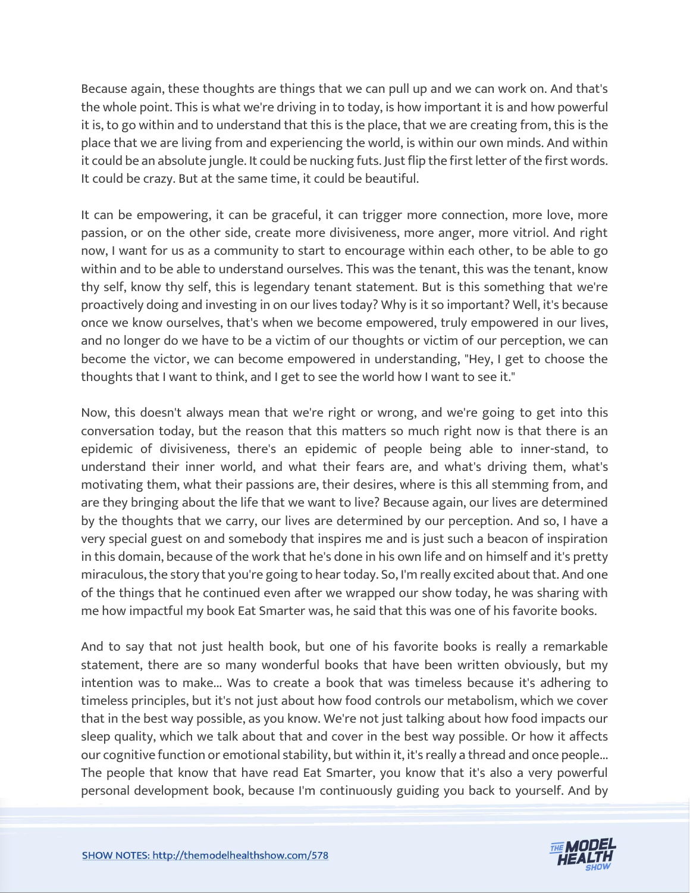Because again, these thoughts are things that we can pull up and we can work on. And that's the whole point. This is what we're driving in to today, is how important it is and how powerful it is, to go within and to understand that this is the place, that we are creating from, this is the place that we are living from and experiencing the world, is within our own minds. And within it could be an absolute jungle. It could be nucking futs. Just flip the first letter of the first words. It could be crazy. But at the same time, it could be beautiful.

It can be empowering, it can be graceful, it can trigger more connection, more love, more passion, or on the other side, create more divisiveness, more anger, more vitriol. And right now, I want for us as a community to start to encourage within each other, to be able to go within and to be able to understand ourselves. This was the tenant, this was the tenant, know thy self, know thy self, this is legendary tenant statement. But is this something that we're proactively doing and investing in on our lives today? Why is it so important? Well, it's because once we know ourselves, that's when we become empowered, truly empowered in our lives, and no longer do we have to be a victim of our thoughts or victim of our perception, we can become the victor, we can become empowered in understanding, "Hey, I get to choose the thoughts that I want to think, and I get to see the world how I want to see it."

Now, this doesn't always mean that we're right or wrong, and we're going to get into this conversation today, but the reason that this matters so much right now is that there is an epidemic of divisiveness, there's an epidemic of people being able to inner-stand, to understand their inner world, and what their fears are, and what's driving them, what's motivating them, what their passions are, their desires, where is this all stemming from, and are they bringing about the life that we want to live? Because again, our lives are determined by the thoughts that we carry, our lives are determined by our perception. And so, I have a very special guest on and somebody that inspires me and is just such a beacon of inspiration in this domain, because of the work that he's done in his own life and on himself and it's pretty miraculous, the story that you're going to hear today. So, I'm really excited about that. And one of the things that he continued even after we wrapped our show today, he was sharing with me how impactful my book Eat Smarter was, he said that this was one of his favorite books.

And to say that not just health book, but one of his favorite books is really a remarkable statement, there are so many wonderful books that have been written obviously, but my intention was to make... Was to create a book that was timeless because it's adhering to timeless principles, but it's not just about how food controls our metabolism, which we cover that in the best way possible, as you know. We're not just talking about how food impacts our sleep quality, which we talk about that and cover in the best way possible. Or how it affects our cognitive function or emotional stability, but within it, it's really a thread and once people... The people that know that have read Eat Smarter, you know that it's also a very powerful personal development book, because I'm continuously guiding you back to yourself. And by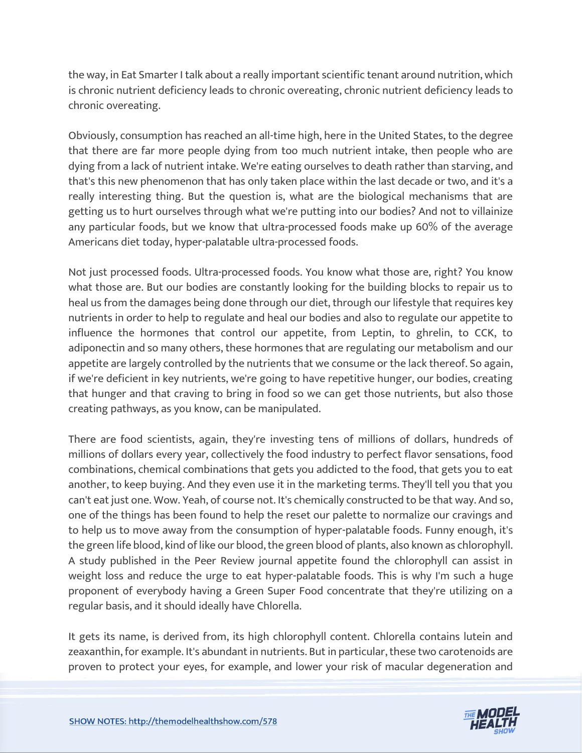the way, in Eat Smarter I talk about a really important scientific tenant around nutrition, which is chronic nutrient deficiency leads to chronic overeating, chronic nutrient deficiency leads to chronic overeating.

Obviously, consumption has reached an all-time high, here in the United States, to the degree that there are far more people dying from too much nutrient intake, then people who are dying from a lack of nutrient intake. We're eating ourselves to death rather than starving, and that's this new phenomenon that has only taken place within the last decade or two, and it's a really interesting thing. But the question is, what are the biological mechanisms that are getting us to hurt ourselves through what we're putting into our bodies? And not to villainize any particular foods, but we know that ultra-processed foods make up 60% of the average Americans diet today, hyper-palatable ultra-processed foods.

Not just processed foods. Ultra-processed foods. You know what those are, right? You know what those are. But our bodies are constantly looking for the building blocks to repair us to heal us from the damages being done through our diet, through our lifestyle that requires key nutrients in order to help to regulate and heal our bodies and also to regulate our appetite to influence the hormones that control our appetite, from Leptin, to ghrelin, to CCK, to adiponectin and so many others, these hormones that are regulating our metabolism and our appetite are largely controlled by the nutrients that we consume or the lack thereof. So again, if we're deficient in key nutrients, we're going to have repetitive hunger, our bodies, creating that hunger and that craving to bring in food so we can get those nutrients, but also those creating pathways, as you know, can be manipulated.

There are food scientists, again, they're investing tens of millions of dollars, hundreds of millions of dollars every year, collectively the food industry to perfect flavor sensations, food combinations, chemical combinations that gets you addicted to the food, that gets you to eat another, to keep buying. And they even use it in the marketing terms. They'll tell you that you can't eat just one. Wow. Yeah, of course not. It's chemically constructed to be that way. And so, one of the things has been found to help the reset our palette to normalize our cravings and to help us to move away from the consumption of hyper-palatable foods. Funny enough, it's the green life blood, kind of like our blood, the green blood of plants, also known as chlorophyll. A study published in the Peer Review journal appetite found the chlorophyll can assist in weight loss and reduce the urge to eat hyper-palatable foods. This is why I'm such a huge proponent of everybody having a Green Super Food concentrate that they're utilizing on a regular basis, and it should ideally have Chlorella.

It gets its name, is derived from, its high chlorophyll content. Chlorella contains lutein and zeaxanthin, for example. It's abundant in nutrients. But in particular, these two carotenoids are proven to protect your eyes, for example, and lower your risk of macular degeneration and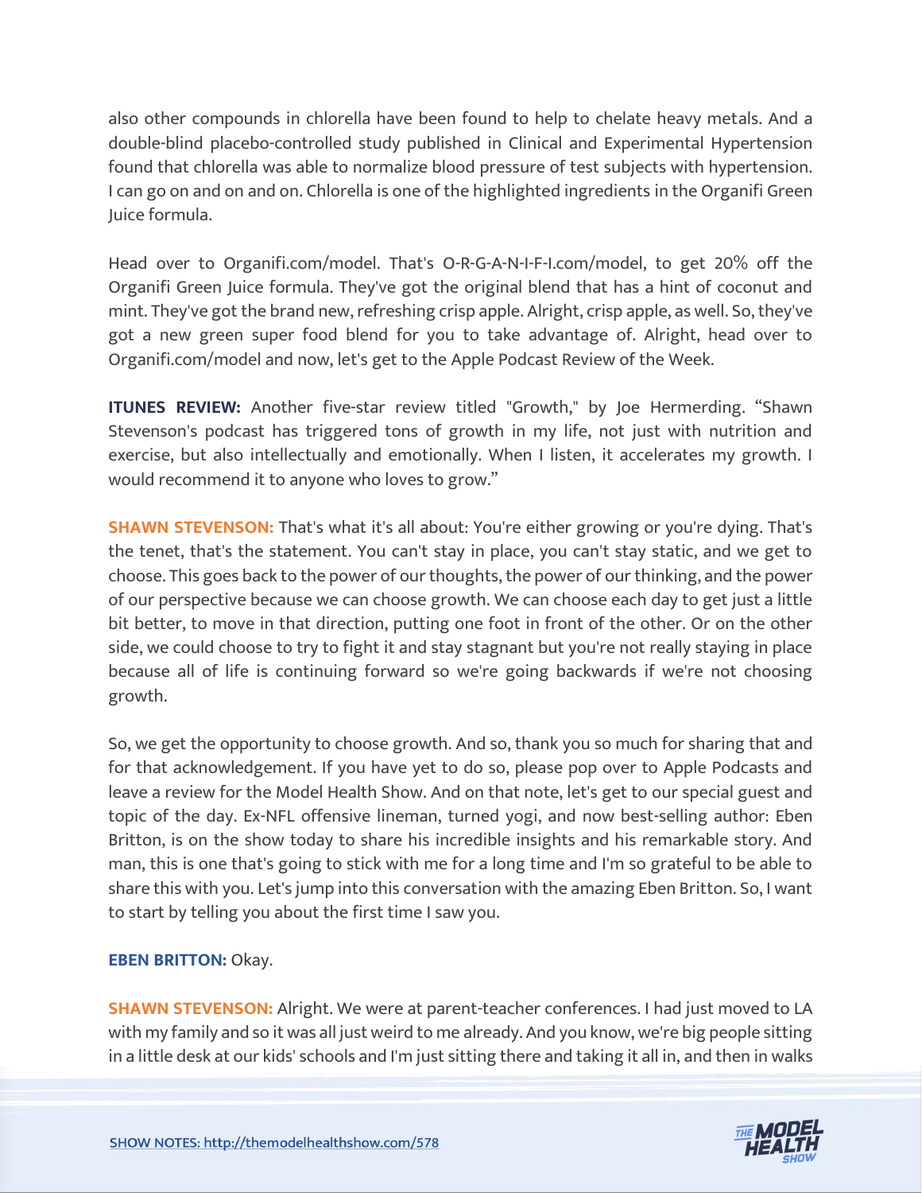also other compounds in chlorella have been found to help to chelate heavy metals. And a double-blind placebo-controlled study published in Clinical and Experimental Hypertension found that chlorella was able to normalize blood pressure of test subjects with hypertension. I can go on and on and on. Chlorella is one of the highlighted ingredients in the Organifi Green Juice formula.

Head over to Organifi.com/model. That's O-R-G-A-N-I-F-I.com/model, to get 20% off the Organifi Green Juice formula. They've got the original blend that has a hint of coconut and mint. They've got the brand new, refreshing crisp apple. Alright, crisp apple, as well. So, they've got a new green super food blend for you to take advantage of. Alright, head over to Organifi.com/model and now, let's get to the Apple Podcast Review of the Week.

**ITUNES REVIEW:** Another five-star review titled "Growth," by Joe Hermerding. "Shawn Stevenson's podcast has triggered tons of growth in my life, not just with nutrition and exercise, but also intellectually and emotionally. When I listen, it accelerates my growth. I would recommend it to anyone who loves to grow."

**SHAWN STEVENSON:** That's what it's all about: You're either growing or you're dying. That's the tenet, that's the statement. You can't stay in place, you can't stay static, and we get to choose. This goes back to the power of our thoughts, the power of our thinking, and the power of our perspective because we can choose growth. We can choose each day to get just a little bit better, to move in that direction, putting one foot in front of the other. Or on the other side, we could choose to try to fight it and stay stagnant but you're not really staying in place because all of life is continuing forward so we're going backwards if we're not choosing growth.

So, we get the opportunity to choose growth. And so, thank you so much for sharing that and for that acknowledgement. If you have yet to do so, please pop over to Apple Podcasts and leave a review for the Model Health Show. And on that note, let's get to our special guest and topic of the day. Ex-NFL offensive lineman, turned yogi, and now best-selling author: Eben Britton, is on the show today to share his incredible insights and his remarkable story. And man, this is one that's going to stick with me for a long time and I'm so grateful to be able to share this with you. Let's jump into this conversation with the amazing Eben Britton. So, I want to start by telling you about the first time I saw you.

**EBEN BRITTON:** Okay.

**SHAWN STEVENSON:** Alright. We were at parent-teacher conferences. I had just moved to LA with my family and so it was all just weird to me already. And you know, we're big people sitting in a little desk at our kids' schools and I'm just sitting there and taking it all in, and then in walks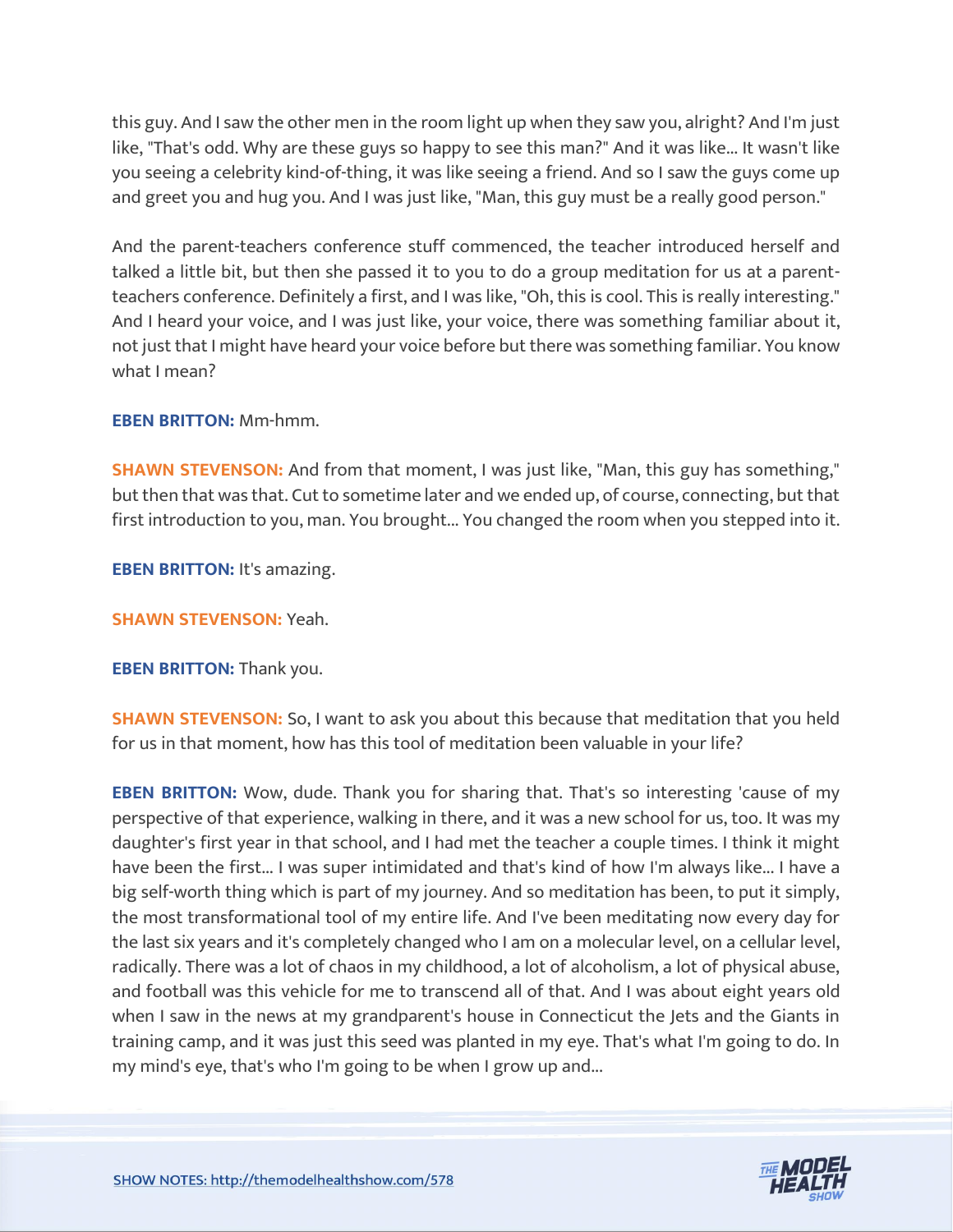this guy. And I saw the other men in the room light up when they saw you, alright? And I'm just like, "That's odd. Why are these guys so happy to see this man?" And it was like... It wasn't like you seeing a celebrity kind-of-thing, it was like seeing a friend. And so I saw the guys come up and greet you and hug you. And I was just like, "Man, this guy must be a really good person."

And the parent-teachers conference stuff commenced, the teacher introduced herself and talked a little bit, but then she passed it to you to do a group meditation for us at a parent-teachers conference. Definitely a first, and I was like, "Oh, this is cool. This is really interesting." And I heard your voice, and I was just like, your voice, there was something familiar about it, not just that I might have heard your voice before but there was something familiar. You know what I mean?

**EBEN BRITTON:** Mm-hmm.

**SHAWN STEVENSON:** And from that moment, I was just like, "Man, this guy has something," but then that was that. Cut to sometime later and we ended up, of course, connecting, but that first introduction to you, man. You brought... You changed the room when you stepped into it.

**EBEN BRITTON:** It's amazing.

**SHAWN STEVENSON:** Yeah.

**EBEN BRITTON:** Thank you.

**SHAWN STEVENSON:** So, I want to ask you about this because that meditation that you held for us in that moment, how has this tool of meditation been valuable in your life?

**EBEN BRITTON:** Wow, dude. Thank you for sharing that. That's so interesting 'cause of my perspective of that experience, walking in there, and it was a new school for us, too. It was my daughter's first year in that school, and I had met the teacher a couple times. I think it might have been the first... I was super intimidated and that's kind of how I'm always like... I have a big self-worth thing which is part of my journey. And so meditation has been, to put it simply, the most transformational tool of my entire life. And I've been meditating now every day for the last six years and it's completely changed who I am on a molecular level, on a cellular level, radically. There was a lot of chaos in my childhood, a lot of alcoholism, a lot of physical abuse, and football was this vehicle for me to transcend all of that. And I was about eight years old when I saw in the news at my grandparent's house in Connecticut the Jets and the Giants in training camp, and it was just this seed was planted in my eye. That's what I'm going to do. In my mind's eye, that's who I'm going to be when I grow up and...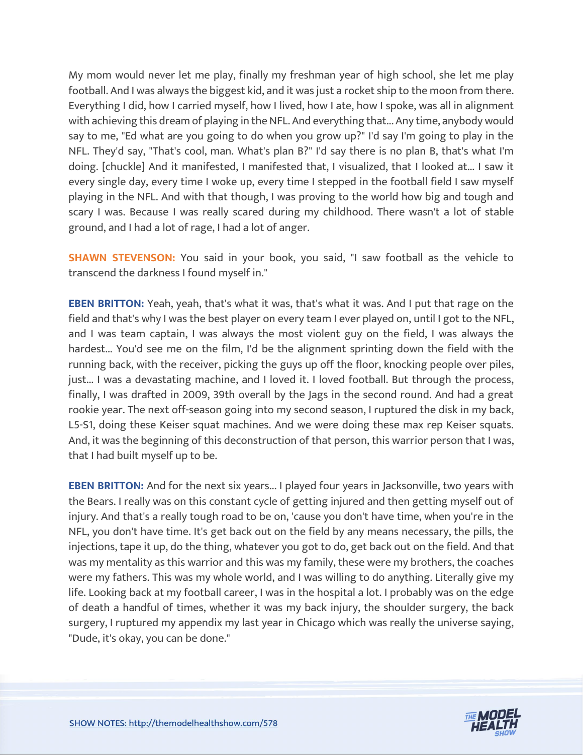My mom would never let me play, finally my freshman year of high school, she let me play football. And I was always the biggest kid, and it was just a rocket ship to the moon from there. Everything I did, how I carried myself, how I lived, how I ate, how I spoke, was all in alignment with achieving this dream of playing in the NFL. And everything that... Any time, anybody would say to me, "Ed what are you going to do when you grow up?" I'd say I'm going to play in the NFL. They'd say, "That's cool, man. What's plan B?" I'd say there is no plan B, that's what I'm doing. [chuckle] And it manifested, I manifested that, I visualized, that I looked at... I saw it every single day, every time I woke up, every time I stepped in the football field I saw myself playing in the NFL. And with that though, I was proving to the world how big and tough and scary I was. Because I was really scared during my childhood. There wasn't a lot of stable ground, and I had a lot of rage, I had a lot of anger.

**SHAWN STEVENSON:** You said in your book, you said, "I saw football as the vehicle to transcend the darkness I found myself in."

**EBEN BRITTON:** Yeah, yeah, that's what it was, that's what it was. And I put that rage on the field and that's why I was the best player on every team I ever played on, until I got to the NFL, and I was team captain, I was always the most violent guy on the field, I was always the hardest... You'd see me on the film, I'd be the alignment sprinting down the field with the running back, with the receiver, picking the guys up off the floor, knocking people over piles, just... I was a devastating machine, and I loved it. I loved football. But through the process, finally, I was drafted in 2009, 39th overall by the Jags in the second round. And had a great rookie year. The next off-season going into my second season, I ruptured the disk in my back, L5-S1, doing these Keiser squat machines. And we were doing these max rep Keiser squats. And, it was the beginning of this deconstruction of that person, this warrior person that I was, that I had built myself up to be.

**EBEN BRITTON:** And for the next six years... I played four years in Jacksonville, two years with the Bears. I really was on this constant cycle of getting injured and then getting myself out of injury. And that's a really tough road to be on, 'cause you don't have time, when you're in the NFL, you don't have time. It's get back out on the field by any means necessary, the pills, the injections, tape it up, do the thing, whatever you got to do, get back out on the field. And that was my mentality as this warrior and this was my family, these were my brothers, the coaches were my fathers. This was my whole world, and I was willing to do anything. Literally give my life. Looking back at my football career, I was in the hospital a lot. I probably was on the edge of death a handful of times, whether it was my back injury, the shoulder surgery, the back surgery, I ruptured my appendix my last year in Chicago which was really the universe saying, "Dude, it's okay, you can be done."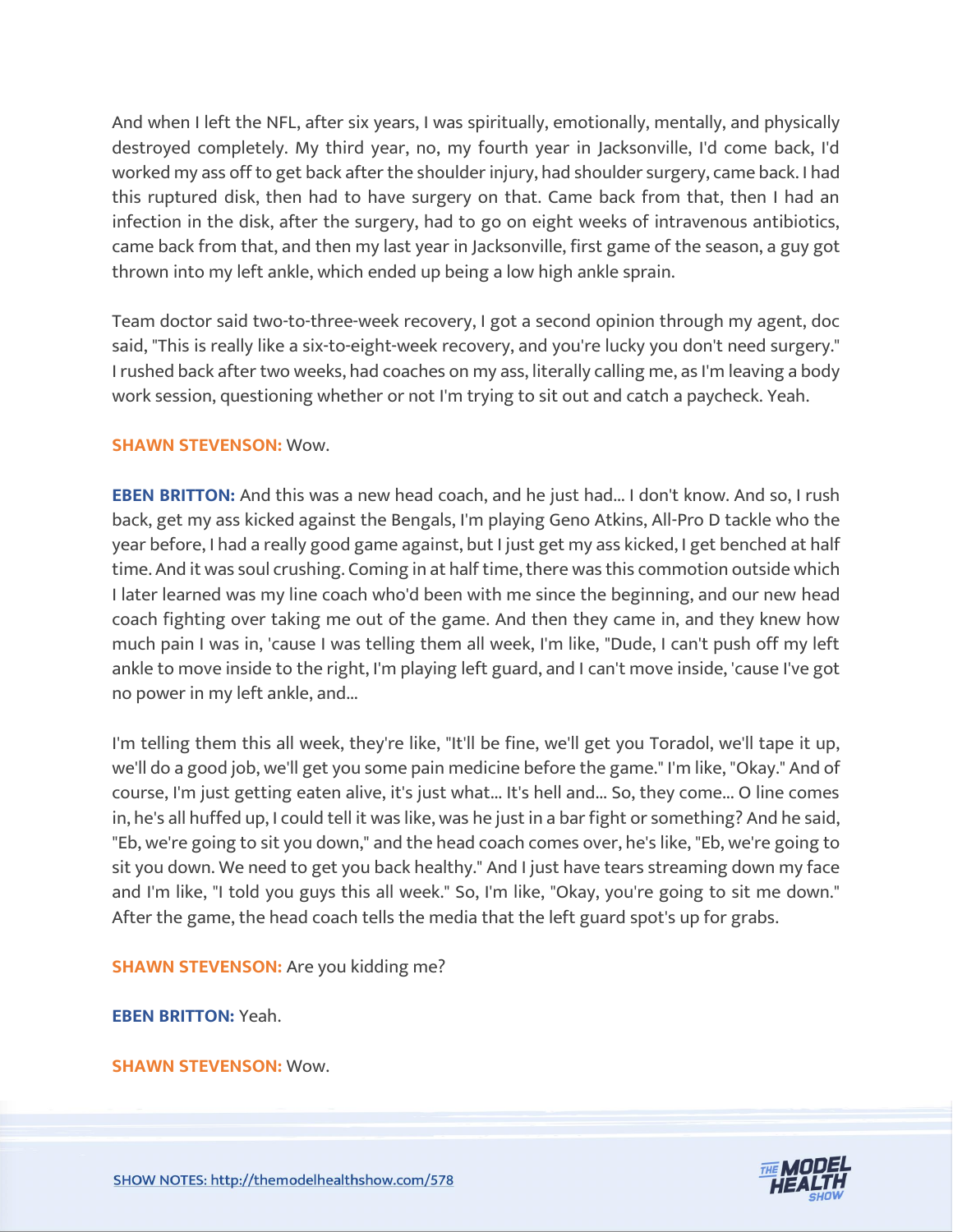And when I left the NFL, after six years, I was spiritually, emotionally, mentally, and physically destroyed completely. My third year, no, my fourth year in Jacksonville, I'd come back, I'd worked my ass off to get back after the shoulder injury, had shoulder surgery, came back. I had this ruptured disk, then had to have surgery on that. Came back from that, then I had an infection in the disk, after the surgery, had to go on eight weeks of intravenous antibiotics, came back from that, and then my last year in Jacksonville, first game of the season, a guy got thrown into my left ankle, which ended up being a low high ankle sprain.

Team doctor said two-to-three-week recovery, I got a second opinion through my agent, doc said, "This is really like a six-to-eight-week recovery, and you're lucky you don't need surgery." I rushed back after two weeks, had coaches on my ass, literally calling me, as I'm leaving a body work session, questioning whether or not I'm trying to sit out and catch a paycheck. Yeah.

**SHAWN STEVENSON:** Wow.

**EBEN BRITTON:** And this was a new head coach, and he just had... I don't know. And so, I rush back, get my ass kicked against the Bengals, I'm playing Geno Atkins, All-Pro D tackle who the year before, I had a really good game against, but I just get my ass kicked, I get benched at half time. And it was soul crushing. Coming in at half time, there was this commotion outside which I later learned was my line coach who'd been with me since the beginning, and our new head coach fighting over taking me out of the game. And then they came in, and they knew how much pain I was in, 'cause I was telling them all week, I'm like, "Dude, I can't push off my left ankle to move inside to the right, I'm playing left guard, and I can't move inside, 'cause I've got no power in my left ankle, and...

I'm telling them this all week, they're like, "It'll be fine, we'll get you Toradol, we'll tape it up, we'll do a good job, we'll get you some pain medicine before the game." I'm like, "Okay." And of course, I'm just getting eaten alive, it's just what... It's hell and... So, they come... O line comes in, he's all huffed up, I could tell it was like, was he just in a bar fight or something? And he said, "Eb, we're going to sit you down," and the head coach comes over, he's like, "Eb, we're going to sit you down. We need to get you back healthy." And I just have tears streaming down my face and I'm like, "I told you guys this all week." So, I'm like, "Okay, you're going to sit me down." After the game, the head coach tells the media that the left guard spot's up for grabs.

**SHAWN STEVENSON:** Are you kidding me?

**EBEN BRITTON:** Yeah.

**SHAWN STEVENSON:** Wow.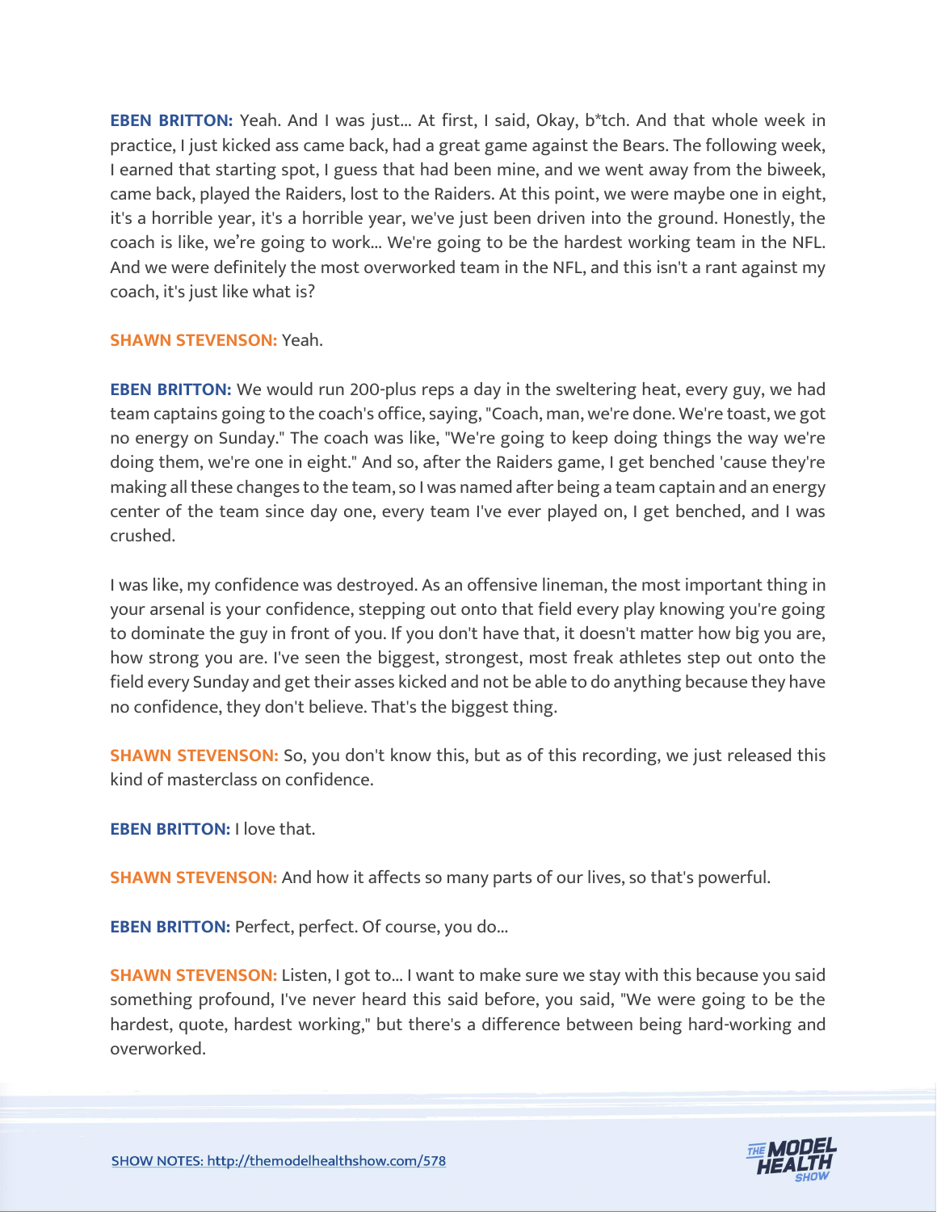**EBEN BRITTON:** Yeah. And I was just... At first, I said, Okay, b*tch. And that whole week in practice, I just kicked ass came back, had a great game against the Bears. The following week, I earned that starting spot, I guess that had been mine, and we went away from the biweek, came back, played the Raiders, lost to the Raiders. At this point, we were maybe one in eight, it's a horrible year, it's a horrible year, we've just been driven into the ground. Honestly, the coach is like, we're going to work... We're going to be the hardest working team in the NFL. And we were definitely the most overworked team in the NFL, and this isn't a rant against my coach, it's just like what is?

**SHAWN STEVENSON:** Yeah.

**EBEN BRITTON:** We would run 200-plus reps a day in the sweltering heat, every guy, we had team captains going to the coach's office, saying, "Coach, man, we're done. We're toast, we got no energy on Sunday." The coach was like, "We're going to keep doing things the way we're doing them, we're one in eight." And so, after the Raiders game, I get benched 'cause they're making all these changes to the team, so I was named after being a team captain and an energy center of the team since day one, every team I've ever played on, I get benched, and I was crushed.

I was like, my confidence was destroyed. As an offensive lineman, the most important thing in your arsenal is your confidence, stepping out onto that field every play knowing you're going to dominate the guy in front of you. If you don't have that, it doesn't matter how big you are, how strong you are. I've seen the biggest, strongest, most freak athletes step out onto the field every Sunday and get their asses kicked and not be able to do anything because they have no confidence, they don't believe. That's the biggest thing.

**SHAWN STEVENSON:** So, you don't know this, but as of this recording, we just released this kind of masterclass on confidence.

**EBEN BRITTON:** I love that.

**SHAWN STEVENSON:** And how it affects so many parts of our lives, so that's powerful.

**EBEN BRITTON:** Perfect, perfect. Of course, you do...

**SHAWN STEVENSON:** Listen, I got to... I want to make sure we stay with this because you said something profound, I've never heard this said before, you said, "We were going to be the hardest, quote, hardest working," but there's a difference between being hard-working and overworked.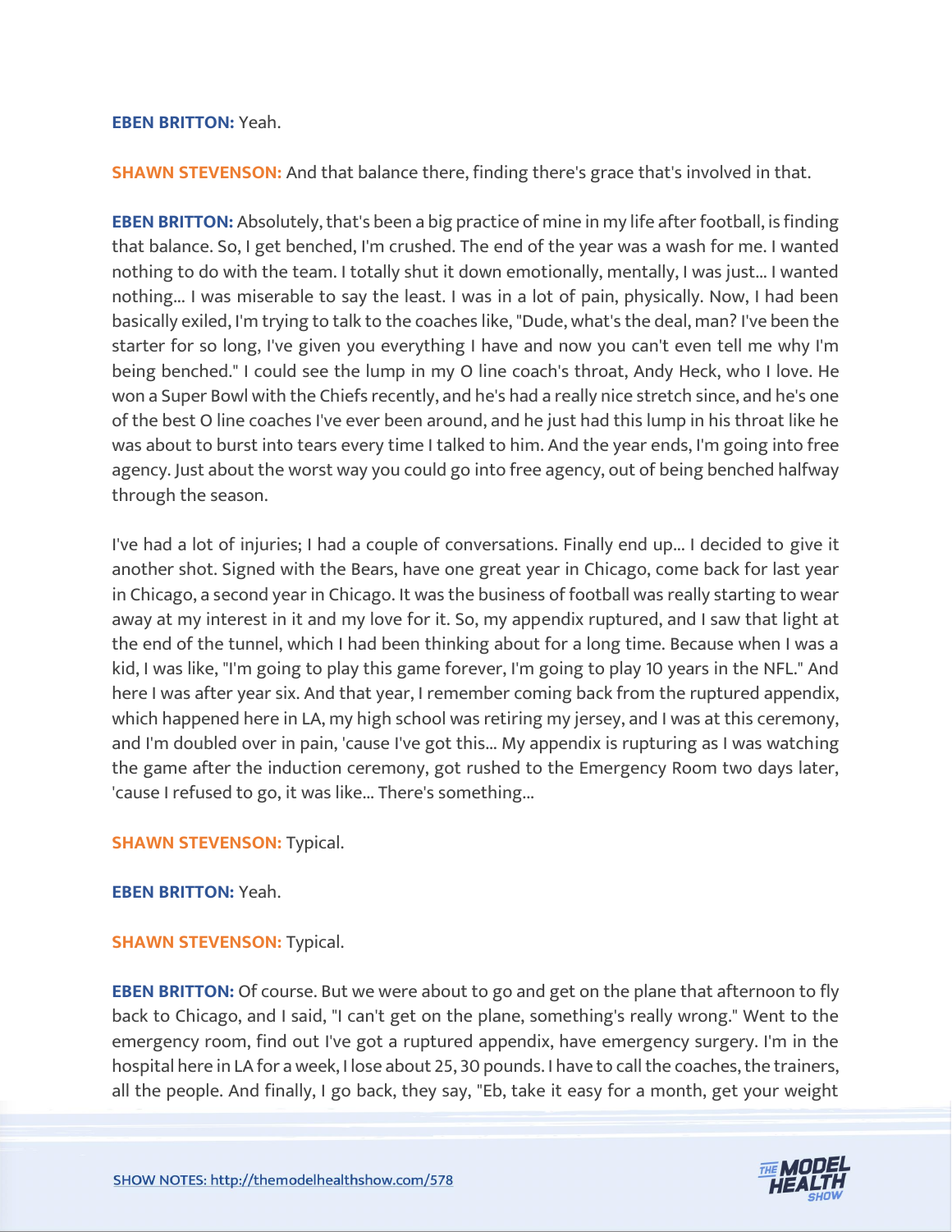**EBEN BRITTON:** Yeah.

**SHAWN STEVENSON:** And that balance there, finding there's grace that's involved in that.

**EBEN BRITTON:** Absolutely, that's been a big practice of mine in my life after football, is finding that balance. So, I get benched, I'm crushed. The end of the year was a wash for me. I wanted nothing to do with the team. I totally shut it down emotionally, mentally, I was just... I wanted nothing... I was miserable to say the least. I was in a lot of pain, physically. Now, I had been basically exiled, I'm trying to talk to the coaches like, "Dude, what's the deal, man? I've been the starter for so long, I've given you everything I have and now you can't even tell me why I'm being benched." I could see the lump in my O line coach's throat, Andy Heck, who I love. He won a Super Bowl with the Chiefs recently, and he's had a really nice stretch since, and he's one of the best O line coaches I've ever been around, and he just had this lump in his throat like he was about to burst into tears every time I talked to him. And the year ends, I'm going into free agency. Just about the worst way you could go into free agency, out of being benched halfway through the season.

I've had a lot of injuries; I had a couple of conversations. Finally end up... I decided to give it another shot. Signed with the Bears, have one great year in Chicago, come back for last year in Chicago, a second year in Chicago. It was the business of football was really starting to wear away at my interest in it and my love for it. So, my appendix ruptured, and I saw that light at the end of the tunnel, which I had been thinking about for a long time. Because when I was a kid, I was like, "I'm going to play this game forever, I'm going to play 10 years in the NFL." And here I was after year six. And that year, I remember coming back from the ruptured appendix, which happened here in LA, my high school was retiring my jersey, and I was at this ceremony, and I'm doubled over in pain, 'cause I've got this... My appendix is rupturing as I was watching the game after the induction ceremony, got rushed to the Emergency Room two days later, 'cause I refused to go, it was like... There's something...

**SHAWN STEVENSON:** Typical.

**EBEN BRITTON:** Yeah.

**SHAWN STEVENSON:** Typical.

**EBEN BRITTON:** Of course. But we were about to go and get on the plane that afternoon to fly back to Chicago, and I said, "I can't get on the plane, something's really wrong." Went to the emergency room, find out I've got a ruptured appendix, have emergency surgery. I'm in the hospital here in LA for a week, I lose about 25, 30 pounds. I have to call the coaches, the trainers, all the people. And finally, I go back, they say, "Eb, take it easy for a month, get your weight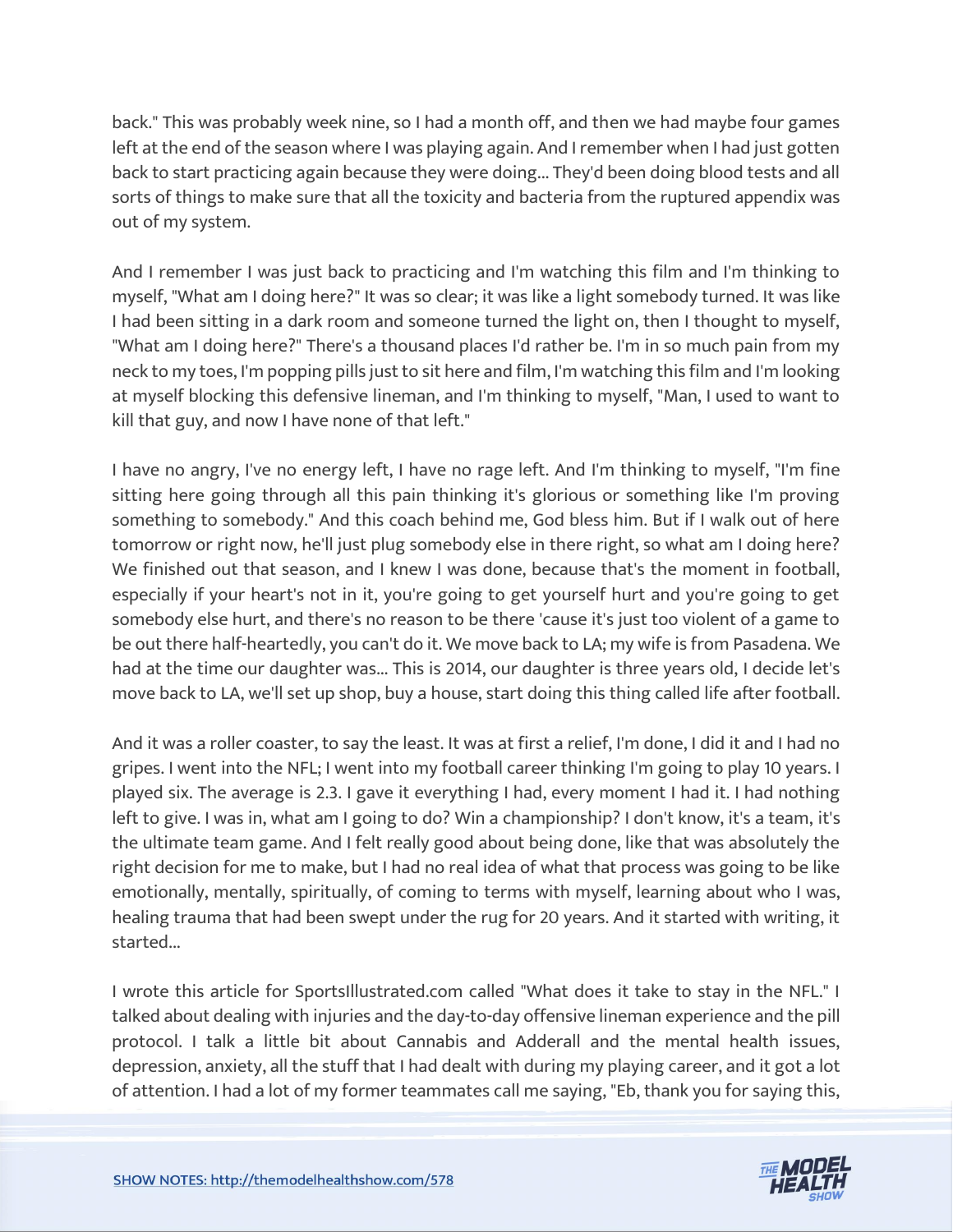back." This was probably week nine, so I had a month off, and then we had maybe four games left at the end of the season where I was playing again. And I remember when I had just gotten back to start practicing again because they were doing... They'd been doing blood tests and all sorts of things to make sure that all the toxicity and bacteria from the ruptured appendix was out of my system.

And I remember I was just back to practicing and I'm watching this film and I'm thinking to myself, "What am I doing here?" It was so clear; it was like a light somebody turned. It was like I had been sitting in a dark room and someone turned the light on, then I thought to myself, "What am I doing here?" There's a thousand places I'd rather be. I'm in so much pain from my neck to my toes, I'm popping pills just to sit here and film, I'm watching this film and I'm looking at myself blocking this defensive lineman, and I'm thinking to myself, "Man, I used to want to kill that guy, and now I have none of that left."

I have no angry, I've no energy left, I have no rage left. And I'm thinking to myself, "I'm fine sitting here going through all this pain thinking it's glorious or something like I'm proving something to somebody." And this coach behind me, God bless him. But if I walk out of here tomorrow or right now, he'll just plug somebody else in there right, so what am I doing here? We finished out that season, and I knew I was done, because that's the moment in football, especially if your heart's not in it, you're going to get yourself hurt and you're going to get somebody else hurt, and there's no reason to be there 'cause it's just too violent of a game to be out there half-heartedly, you can't do it. We move back to LA; my wife is from Pasadena. We had at the time our daughter was... This is 2014, our daughter is three years old, I decide let's move back to LA, we'll set up shop, buy a house, start doing this thing called life after football.

And it was a roller coaster, to say the least. It was at first a relief, I'm done, I did it and I had no gripes. I went into the NFL; I went into my football career thinking I'm going to play 10 years. I played six. The average is 2.3. I gave it everything I had, every moment I had it. I had nothing left to give. I was in, what am I going to do? Win a championship? I don't know, it's a team, it's the ultimate team game. And I felt really good about being done, like that was absolutely the right decision for me to make, but I had no real idea of what that process was going to be like emotionally, mentally, spiritually, of coming to terms with myself, learning about who I was, healing trauma that had been swept under the rug for 20 years. And it started with writing, it started...

I wrote this article for SportsIllustrated.com called "What does it take to stay in the NFL." I talked about dealing with injuries and the day-to-day offensive lineman experience and the pill protocol. I talk a little bit about Cannabis and Adderall and the mental health issues, depression, anxiety, all the stuff that I had dealt with during my playing career, and it got a lot of attention. I had a lot of my former teammates call me saying, "Eb, thank you for saying this,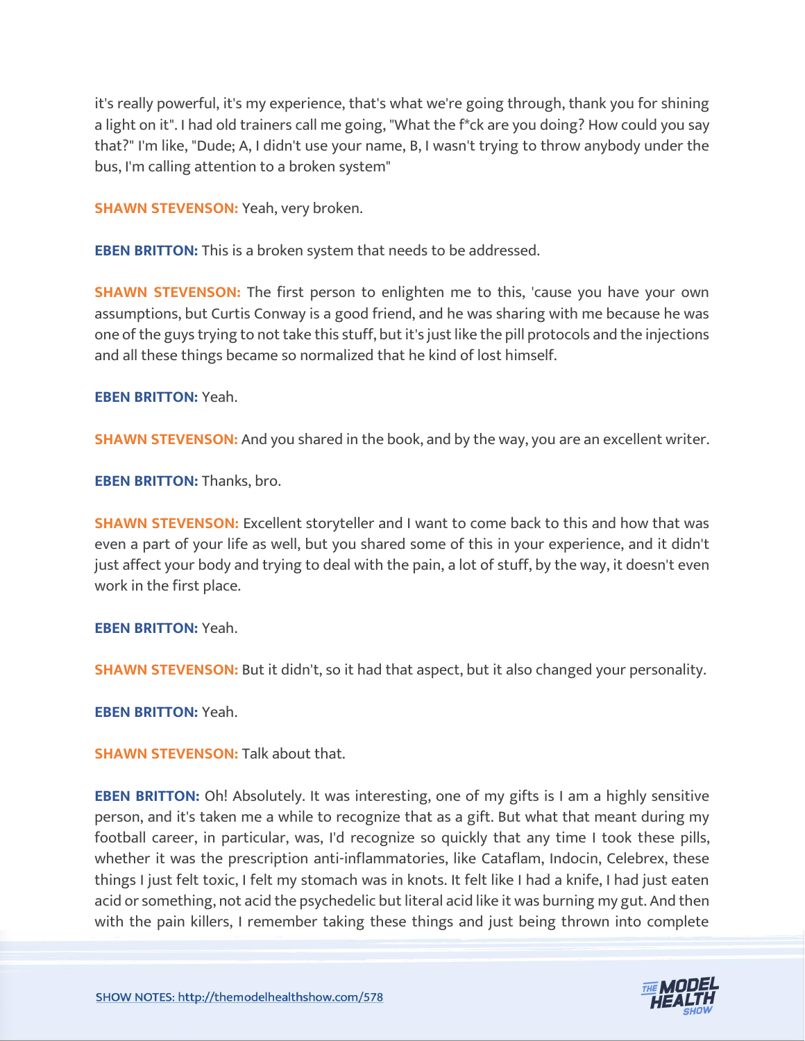it's really powerful, it's my experience, that's what we're going through, thank you for shining a light on it". I had old trainers call me going, "What the f*ck are you doing? How could you say that?" I'm like, "Dude; A, I didn't use your name, B, I wasn't trying to throw anybody under the bus, I'm calling attention to a broken system"

**SHAWN STEVENSON:** Yeah, very broken.

**EBEN BRITTON:** This is a broken system that needs to be addressed.

**SHAWN STEVENSON:** The first person to enlighten me to this, 'cause you have your own assumptions, but Curtis Conway is a good friend, and he was sharing with me because he was one of the guys trying to not take this stuff, but it's just like the pill protocols and the injections and all these things became so normalized that he kind of lost himself.

**EBEN BRITTON:** Yeah.

**SHAWN STEVENSON:** And you shared in the book, and by the way, you are an excellent writer.

**EBEN BRITTON:** Thanks, bro.

**SHAWN STEVENSON:** Excellent storyteller and I want to come back to this and how that was even a part of your life as well, but you shared some of this in your experience, and it didn't just affect your body and trying to deal with the pain, a lot of stuff, by the way, it doesn't even work in the first place.

**EBEN BRITTON:** Yeah.

**SHAWN STEVENSON:** But it didn't, so it had that aspect, but it also changed your personality.

**EBEN BRITTON:** Yeah.

**SHAWN STEVENSON:** Talk about that.

**EBEN BRITTON:** Oh! Absolutely. It was interesting, one of my gifts is I am a highly sensitive person, and it's taken me a while to recognize that as a gift. But what that meant during my football career, in particular, was, I'd recognize so quickly that any time I took these pills, whether it was the prescription anti-inflammatories, like Cataflam, Indocin, Celebrex, these things I just felt toxic, I felt my stomach was in knots. It felt like I had a knife, I had just eaten acid or something, not acid the psychedelic but literal acid like it was burning my gut. And then with the pain killers, I remember taking these things and just being thrown into complete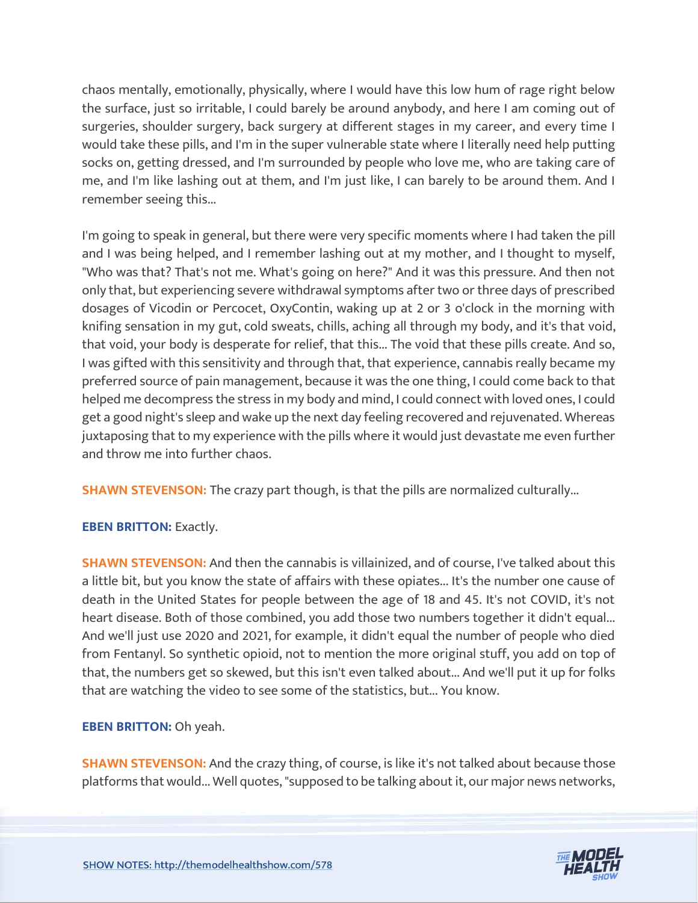chaos mentally, emotionally, physically, where I would have this low hum of rage right below the surface, just so irritable, I could barely be around anybody, and here I am coming out of surgeries, shoulder surgery, back surgery at different stages in my career, and every time I would take these pills, and I'm in the super vulnerable state where I literally need help putting socks on, getting dressed, and I'm surrounded by people who love me, who are taking care of me, and I'm like lashing out at them, and I'm just like, I can barely to be around them. And I remember seeing this...

I'm going to speak in general, but there were very specific moments where I had taken the pill and I was being helped, and I remember lashing out at my mother, and I thought to myself, "Who was that? That's not me. What's going on here?" And it was this pressure. And then not only that, but experiencing severe withdrawal symptoms after two or three days of prescribed dosages of Vicodin or Percocet, OxyContin, waking up at 2 or 3 o'clock in the morning with knifing sensation in my gut, cold sweats, chills, aching all through my body, and it's that void, that void, your body is desperate for relief, that this... The void that these pills create. And so, I was gifted with this sensitivity and through that, that experience, cannabis really became my preferred source of pain management, because it was the one thing, I could come back to that helped me decompress the stress in my body and mind, I could connect with loved ones, I could get a good night's sleep and wake up the next day feeling recovered and rejuvenated. Whereas juxtaposing that to my experience with the pills where it would just devastate me even further and throw me into further chaos.

**SHAWN STEVENSON:** The crazy part though, is that the pills are normalized culturally...

**EBEN BRITTON:** Exactly.

**SHAWN STEVENSON:** And then the cannabis is villainized, and of course, I've talked about this a little bit, but you know the state of affairs with these opiates... It's the number one cause of death in the United States for people between the age of 18 and 45. It's not COVID, it's not heart disease. Both of those combined, you add those two numbers together it didn't equal... And we'll just use 2020 and 2021, for example, it didn't equal the number of people who died from Fentanyl. So synthetic opioid, not to mention the more original stuff, you add on top of that, the numbers get so skewed, but this isn't even talked about... And we'll put it up for folks that are watching the video to see some of the statistics, but... You know.

**EBEN BRITTON:** Oh yeah.

**SHAWN STEVENSON:** And the crazy thing, of course, is like it's not talked about because those platforms that would... Well quotes, "supposed to be talking about it, our major news networks,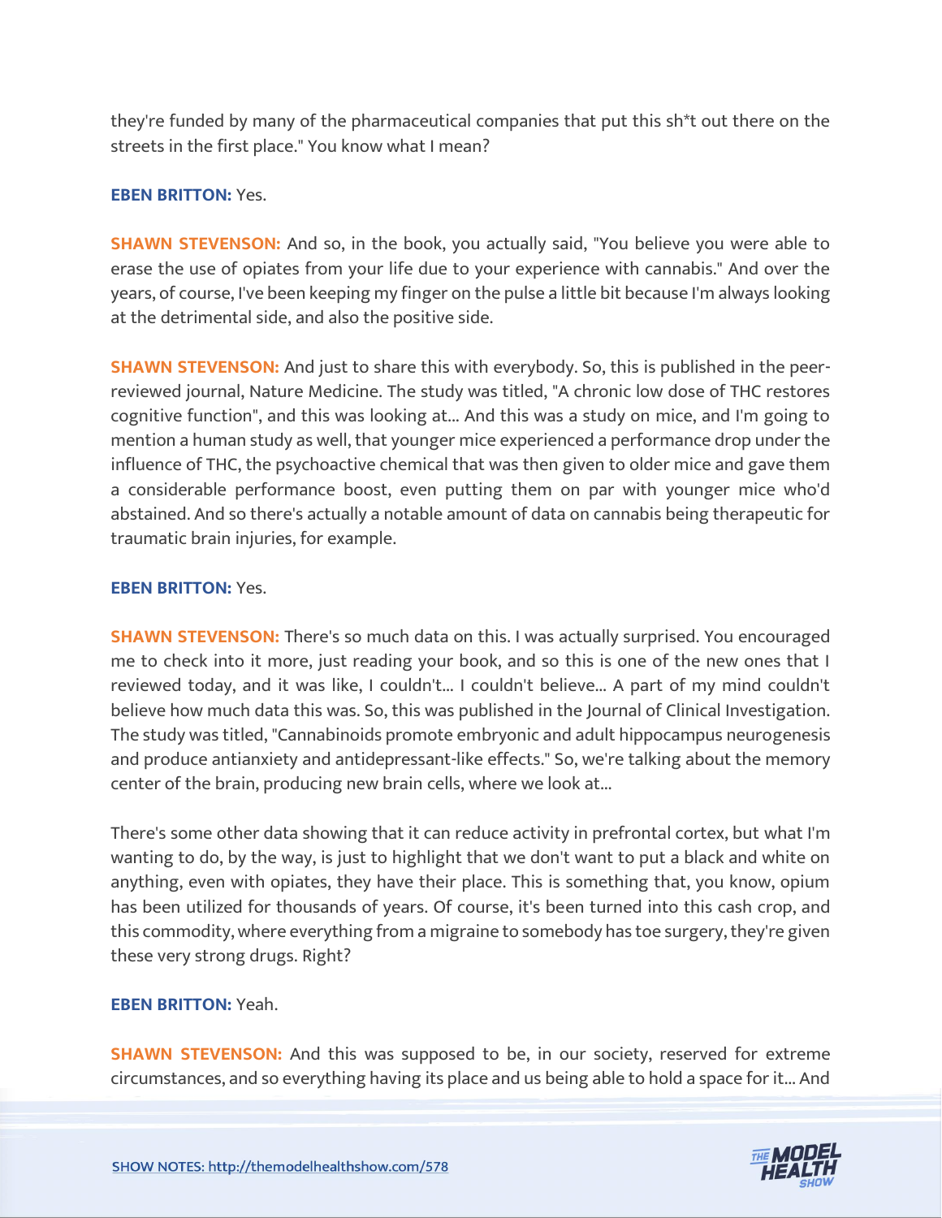they're funded by many of the pharmaceutical companies that put this sh*t out there on the streets in the first place." You know what I mean?

**EBEN BRITTON:** Yes.

**SHAWN STEVENSON:** And so, in the book, you actually said, "You believe you were able to erase the use of opiates from your life due to your experience with cannabis." And over the years, of course, I've been keeping my finger on the pulse a little bit because I'm always looking at the detrimental side, and also the positive side.

**SHAWN STEVENSON:** And just to share this with everybody. So, this is published in the peer-reviewed journal, Nature Medicine. The study was titled, "A chronic low dose of THC restores cognitive function", and this was looking at... And this was a study on mice, and I'm going to mention a human study as well, that younger mice experienced a performance drop under the influence of THC, the psychoactive chemical that was then given to older mice and gave them a considerable performance boost, even putting them on par with younger mice who'd abstained. And so there's actually a notable amount of data on cannabis being therapeutic for traumatic brain injuries, for example.

**EBEN BRITTON:** Yes.

**SHAWN STEVENSON:** There's so much data on this. I was actually surprised. You encouraged me to check into it more, just reading your book, and so this is one of the new ones that I reviewed today, and it was like, I couldn't... I couldn't believe... A part of my mind couldn't believe how much data this was. So, this was published in the Journal of Clinical Investigation. The study was titled, "Cannabinoids promote embryonic and adult hippocampus neurogenesis and produce antianxiety and antidepressant-like effects." So, we're talking about the memory center of the brain, producing new brain cells, where we look at...

There's some other data showing that it can reduce activity in prefrontal cortex, but what I'm wanting to do, by the way, is just to highlight that we don't want to put a black and white on anything, even with opiates, they have their place. This is something that, you know, opium has been utilized for thousands of years. Of course, it's been turned into this cash crop, and this commodity, where everything from a migraine to somebody has toe surgery, they're given these very strong drugs. Right?

**EBEN BRITTON:** Yeah.

**SHAWN STEVENSON:** And this was supposed to be, in our society, reserved for extreme circumstances, and so everything having its place and us being able to hold a space for it... And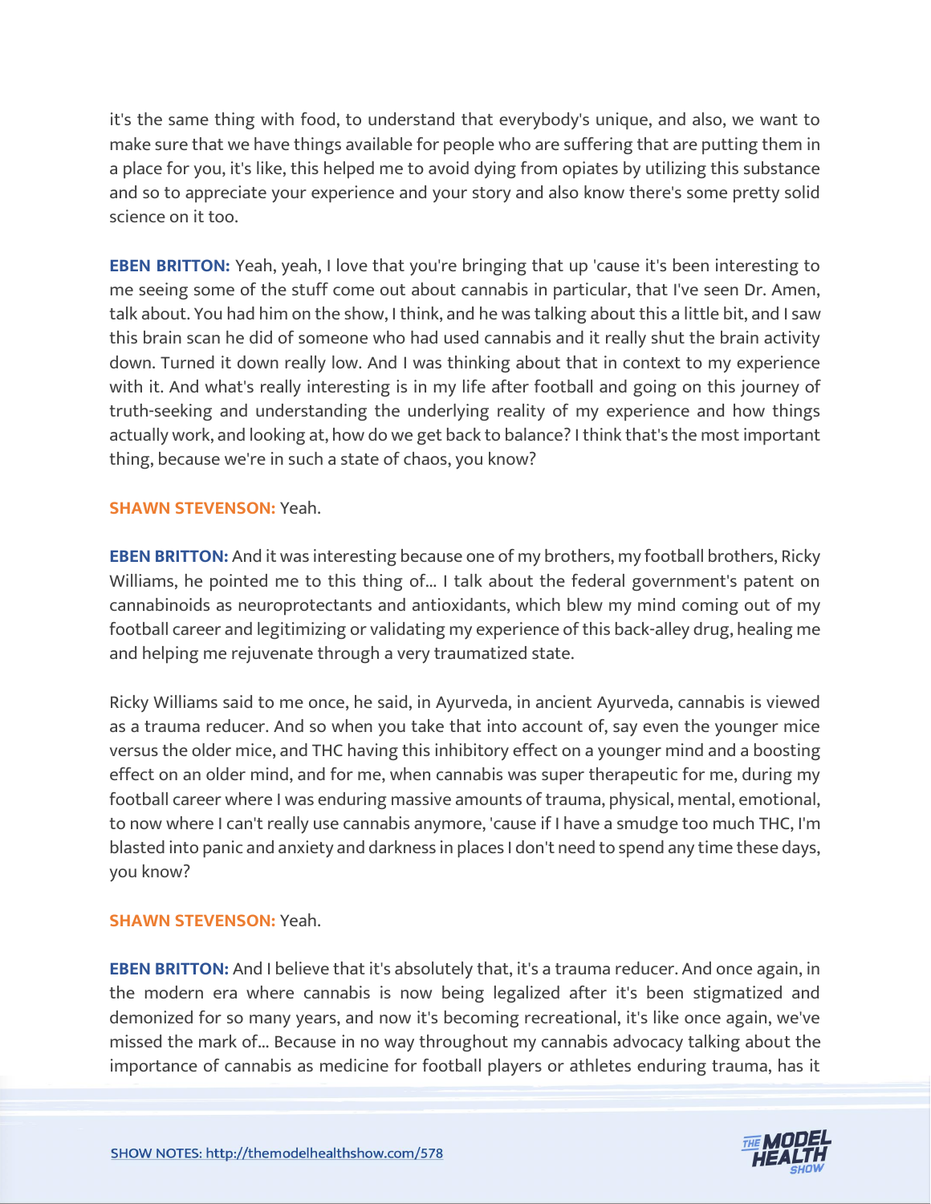it's the same thing with food, to understand that everybody's unique, and also, we want to make sure that we have things available for people who are suffering that are putting them in a place for you, it's like, this helped me to avoid dying from opiates by utilizing this substance and so to appreciate your experience and your story and also know there's some pretty solid science on it too.

**EBEN BRITTON:** Yeah, yeah, I love that you're bringing that up 'cause it's been interesting to me seeing some of the stuff come out about cannabis in particular, that I've seen Dr. Amen, talk about. You had him on the show, I think, and he was talking about this a little bit, and I saw this brain scan he did of someone who had used cannabis and it really shut the brain activity down. Turned it down really low. And I was thinking about that in context to my experience with it. And what's really interesting is in my life after football and going on this journey of truth-seeking and understanding the underlying reality of my experience and how things actually work, and looking at, how do we get back to balance? I think that's the most important thing, because we're in such a state of chaos, you know?

**SHAWN STEVENSON:** Yeah.

**EBEN BRITTON:** And it was interesting because one of my brothers, my football brothers, Ricky Williams, he pointed me to this thing of... I talk about the federal government's patent on cannabinoids as neuroprotectants and antioxidants, which blew my mind coming out of my football career and legitimizing or validating my experience of this back-alley drug, healing me and helping me rejuvenate through a very traumatized state.

Ricky Williams said to me once, he said, in Ayurveda, in ancient Ayurveda, cannabis is viewed as a trauma reducer. And so when you take that into account of, say even the younger mice versus the older mice, and THC having this inhibitory effect on a younger mind and a boosting effect on an older mind, and for me, when cannabis was super therapeutic for me, during my football career where I was enduring massive amounts of trauma, physical, mental, emotional, to now where I can't really use cannabis anymore, 'cause if I have a smudge too much THC, I'm blasted into panic and anxiety and darkness in places I don't need to spend any time these days, you know?

**SHAWN STEVENSON:** Yeah.

**EBEN BRITTON:** And I believe that it's absolutely that, it's a trauma reducer. And once again, in the modern era where cannabis is now being legalized after it's been stigmatized and demonized for so many years, and now it's becoming recreational, it's like once again, we've missed the mark of... Because in no way throughout my cannabis advocacy talking about the importance of cannabis as medicine for football players or athletes enduring trauma, has it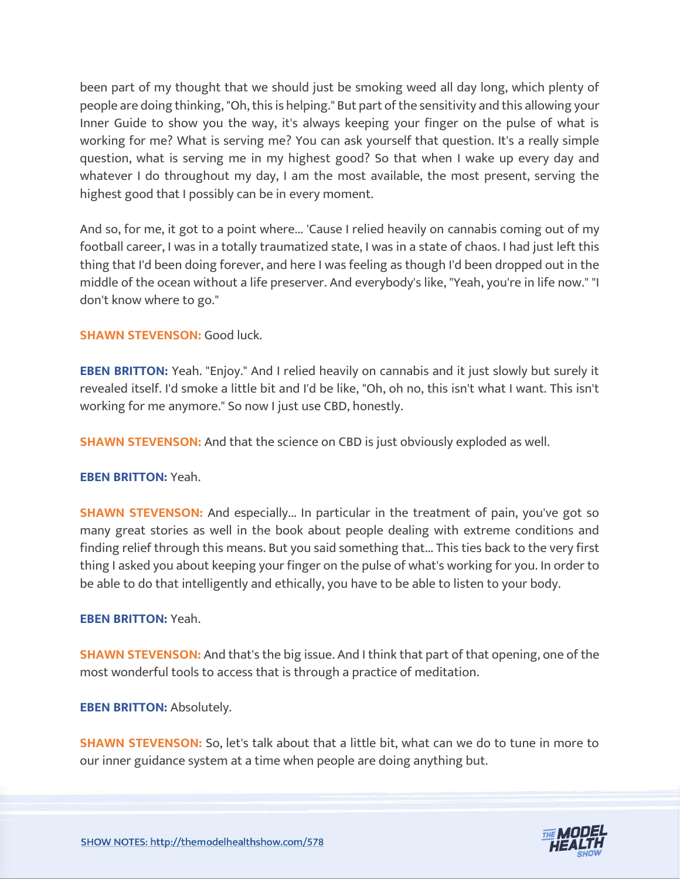been part of my thought that we should just be smoking weed all day long, which plenty of people are doing thinking, "Oh, this is helping." But part of the sensitivity and this allowing your Inner Guide to show you the way, it's always keeping your finger on the pulse of what is working for me? What is serving me? You can ask yourself that question. It's a really simple question, what is serving me in my highest good? So that when I wake up every day and whatever I do throughout my day, I am the most available, the most present, serving the highest good that I possibly can be in every moment.

And so, for me, it got to a point where... 'Cause I relied heavily on cannabis coming out of my football career, I was in a totally traumatized state, I was in a state of chaos. I had just left this thing that I'd been doing forever, and here I was feeling as though I'd been dropped out in the middle of the ocean without a life preserver. And everybody's like, "Yeah, you're in life now." "I don't know where to go."

**SHAWN STEVENSON:** Good luck.

**EBEN BRITTON:** Yeah. "Enjoy." And I relied heavily on cannabis and it just slowly but surely it revealed itself. I'd smoke a little bit and I'd be like, "Oh, oh no, this isn't what I want. This isn't working for me anymore." So now I just use CBD, honestly.

**SHAWN STEVENSON:** And that the science on CBD is just obviously exploded as well.

**EBEN BRITTON:** Yeah.

**SHAWN STEVENSON:** And especially... In particular in the treatment of pain, you've got so many great stories as well in the book about people dealing with extreme conditions and finding relief through this means. But you said something that... This ties back to the very first thing I asked you about keeping your finger on the pulse of what's working for you. In order to be able to do that intelligently and ethically, you have to be able to listen to your body.

**EBEN BRITTON:** Yeah.

**SHAWN STEVENSON:** And that's the big issue. And I think that part of that opening, one of the most wonderful tools to access that is through a practice of meditation.

**EBEN BRITTON:** Absolutely.

**SHAWN STEVENSON:** So, let's talk about that a little bit, what can we do to tune in more to our inner guidance system at a time when people are doing anything but.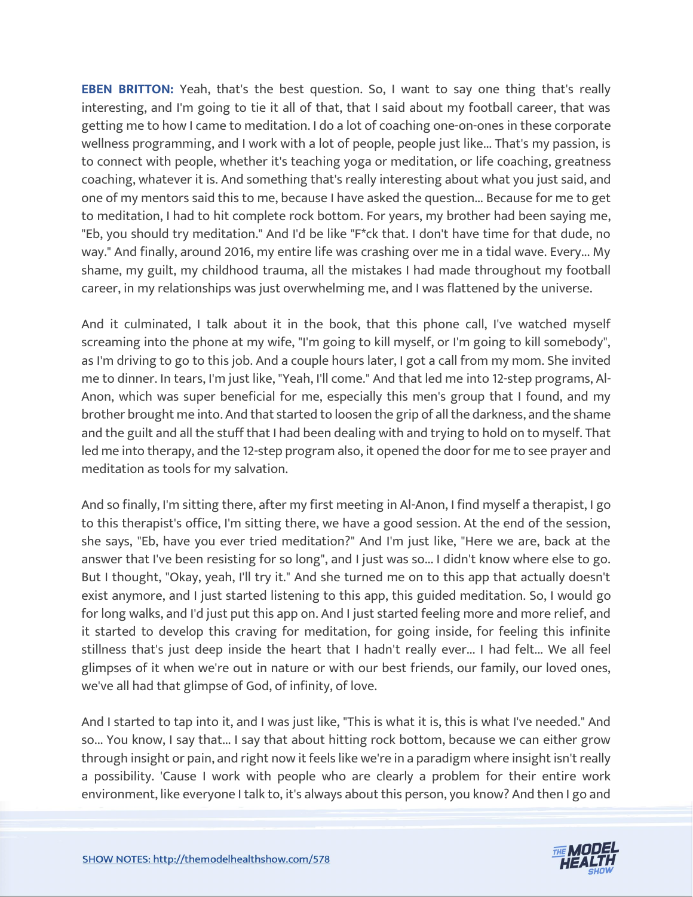**EBEN BRITTON:** Yeah, that's the best question. So, I want to say one thing that's really interesting, and I'm going to tie it all of that, that I said about my football career, that was getting me to how I came to meditation. I do a lot of coaching one-on-ones in these corporate wellness programming, and I work with a lot of people, people just like... That's my passion, is to connect with people, whether it's teaching yoga or meditation, or life coaching, greatness coaching, whatever it is. And something that's really interesting about what you just said, and one of my mentors said this to me, because I have asked the question... Because for me to get to meditation, I had to hit complete rock bottom. For years, my brother had been saying me, "Eb, you should try meditation." And I'd be like "F*ck that. I don't have time for that dude, no way." And finally, around 2016, my entire life was crashing over me in a tidal wave. Every... My shame, my guilt, my childhood trauma, all the mistakes I had made throughout my football career, in my relationships was just overwhelming me, and I was flattened by the universe.

And it culminated, I talk about it in the book, that this phone call, I've watched myself screaming into the phone at my wife, "I'm going to kill myself, or I'm going to kill somebody", as I'm driving to go to this job. And a couple hours later, I got a call from my mom. She invited me to dinner. In tears, I'm just like, "Yeah, I'll come." And that led me into 12-step programs, Al-Anon, which was super beneficial for me, especially this men's group that I found, and my brother brought me into. And that started to loosen the grip of all the darkness, and the shame and the guilt and all the stuff that I had been dealing with and trying to hold on to myself. That led me into therapy, and the 12-step program also, it opened the door for me to see prayer and meditation as tools for my salvation.

And so finally, I'm sitting there, after my first meeting in Al-Anon, I find myself a therapist, I go to this therapist's office, I'm sitting there, we have a good session. At the end of the session, she says, "Eb, have you ever tried meditation?" And I'm just like, "Here we are, back at the answer that I've been resisting for so long", and I just was so... I didn't know where else to go. But I thought, "Okay, yeah, I'll try it." And she turned me on to this app that actually doesn't exist anymore, and I just started listening to this app, this guided meditation. So, I would go for long walks, and I'd just put this app on. And I just started feeling more and more relief, and it started to develop this craving for meditation, for going inside, for feeling this infinite stillness that's just deep inside the heart that I hadn't really ever... I had felt... We all feel glimpses of it when we're out in nature or with our best friends, our family, our loved ones, we've all had that glimpse of God, of infinity, of love.

And I started to tap into it, and I was just like, "This is what it is, this is what I've needed." And so... You know, I say that... I say that about hitting rock bottom, because we can either grow through insight or pain, and right now it feels like we're in a paradigm where insight isn't really a possibility. 'Cause I work with people who are clearly a problem for their entire work environment, like everyone I talk to, it's always about this person, you know? And then I go and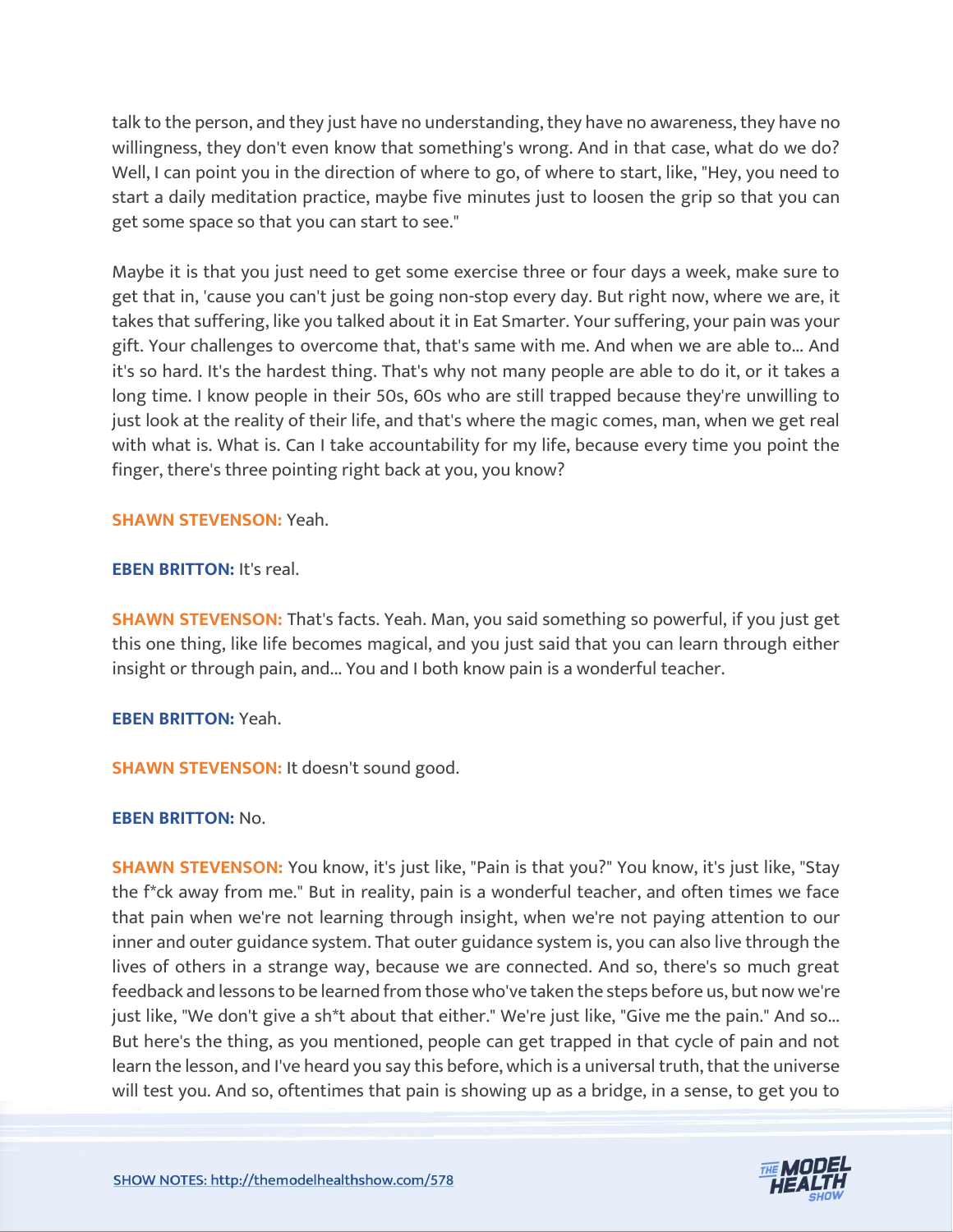talk to the person, and they just have no understanding, they have no awareness, they have no willingness, they don't even know that something's wrong. And in that case, what do we do? Well, I can point you in the direction of where to go, of where to start, like, "Hey, you need to start a daily meditation practice, maybe five minutes just to loosen the grip so that you can get some space so that you can start to see."

Maybe it is that you just need to get some exercise three or four days a week, make sure to get that in, 'cause you can't just be going non-stop every day. But right now, where we are, it takes that suffering, like you talked about it in Eat Smarter. Your suffering, your pain was your gift. Your challenges to overcome that, that's same with me. And when we are able to... And it's so hard. It's the hardest thing. That's why not many people are able to do it, or it takes a long time. I know people in their 50s, 60s who are still trapped because they're unwilling to just look at the reality of their life, and that's where the magic comes, man, when we get real with what is. What is. Can I take accountability for my life, because every time you point the finger, there's three pointing right back at you, you know?

**SHAWN STEVENSON:** Yeah.

**EBEN BRITTON:** It's real.

**SHAWN STEVENSON:** That's facts. Yeah. Man, you said something so powerful, if you just get this one thing, like life becomes magical, and you just said that you can learn through either insight or through pain, and... You and I both know pain is a wonderful teacher.

**EBEN BRITTON:** Yeah.

**SHAWN STEVENSON:** It doesn't sound good.

**EBEN BRITTON:** No.

**SHAWN STEVENSON:** You know, it's just like, "Pain is that you?" You know, it's just like, "Stay the f*ck away from me." But in reality, pain is a wonderful teacher, and often times we face that pain when we're not learning through insight, when we're not paying attention to our inner and outer guidance system. That outer guidance system is, you can also live through the lives of others in a strange way, because we are connected. And so, there's so much great feedback and lessons to be learned from those who've taken the steps before us, but now we're just like, "We don't give a sh*t about that either." We're just like, "Give me the pain." And so... But here's the thing, as you mentioned, people can get trapped in that cycle of pain and not learn the lesson, and I've heard you say this before, which is a universal truth, that the universe will test you. And so, oftentimes that pain is showing up as a bridge, in a sense, to get you to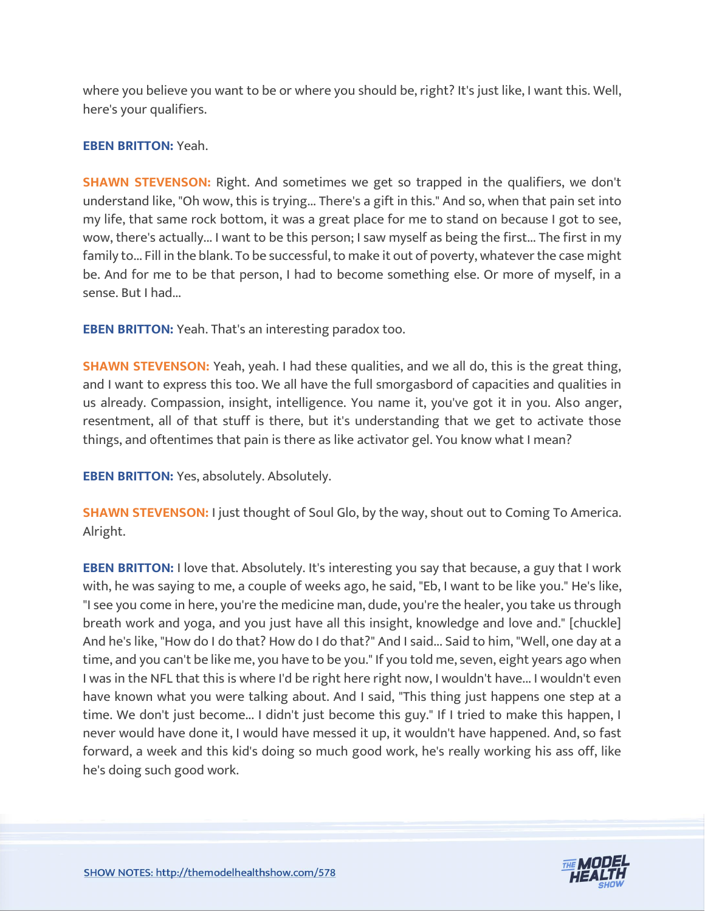where you believe you want to be or where you should be, right? It's just like, I want this. Well, here's your qualifiers.

**EBEN BRITTON:** Yeah.

**SHAWN STEVENSON:** Right. And sometimes we get so trapped in the qualifiers, we don't understand like, "Oh wow, this is trying... There's a gift in this." And so, when that pain set into my life, that same rock bottom, it was a great place for me to stand on because I got to see, wow, there's actually... I want to be this person; I saw myself as being the first... The first in my family to... Fill in the blank. To be successful, to make it out of poverty, whatever the case might be. And for me to be that person, I had to become something else. Or more of myself, in a sense. But I had...

**EBEN BRITTON:** Yeah. That's an interesting paradox too.

**SHAWN STEVENSON:** Yeah, yeah. I had these qualities, and we all do, this is the great thing, and I want to express this too. We all have the full smorgasbord of capacities and qualities in us already. Compassion, insight, intelligence. You name it, you've got it in you. Also anger, resentment, all of that stuff is there, but it's understanding that we get to activate those things, and oftentimes that pain is there as like activator gel. You know what I mean?

**EBEN BRITTON:** Yes, absolutely. Absolutely.

**SHAWN STEVENSON:** I just thought of Soul Glo, by the way, shout out to Coming To America. Alright.

**EBEN BRITTON:** I love that. Absolutely. It's interesting you say that because, a guy that I work with, he was saying to me, a couple of weeks ago, he said, "Eb, I want to be like you." He's like, "I see you come in here, you're the medicine man, dude, you're the healer, you take us through breath work and yoga, and you just have all this insight, knowledge and love and." [chuckle] And he's like, "How do I do that? How do I do that?" And I said... Said to him, "Well, one day at a time, and you can't be like me, you have to be you." If you told me, seven, eight years ago when I was in the NFL that this is where I'd be right here right now, I wouldn't have... I wouldn't even have known what you were talking about. And I said, "This thing just happens one step at a time. We don't just become... I didn't just become this guy." If I tried to make this happen, I never would have done it, I would have messed it up, it wouldn't have happened. And, so fast forward, a week and this kid's doing so much good work, he's really working his ass off, like he's doing such good work.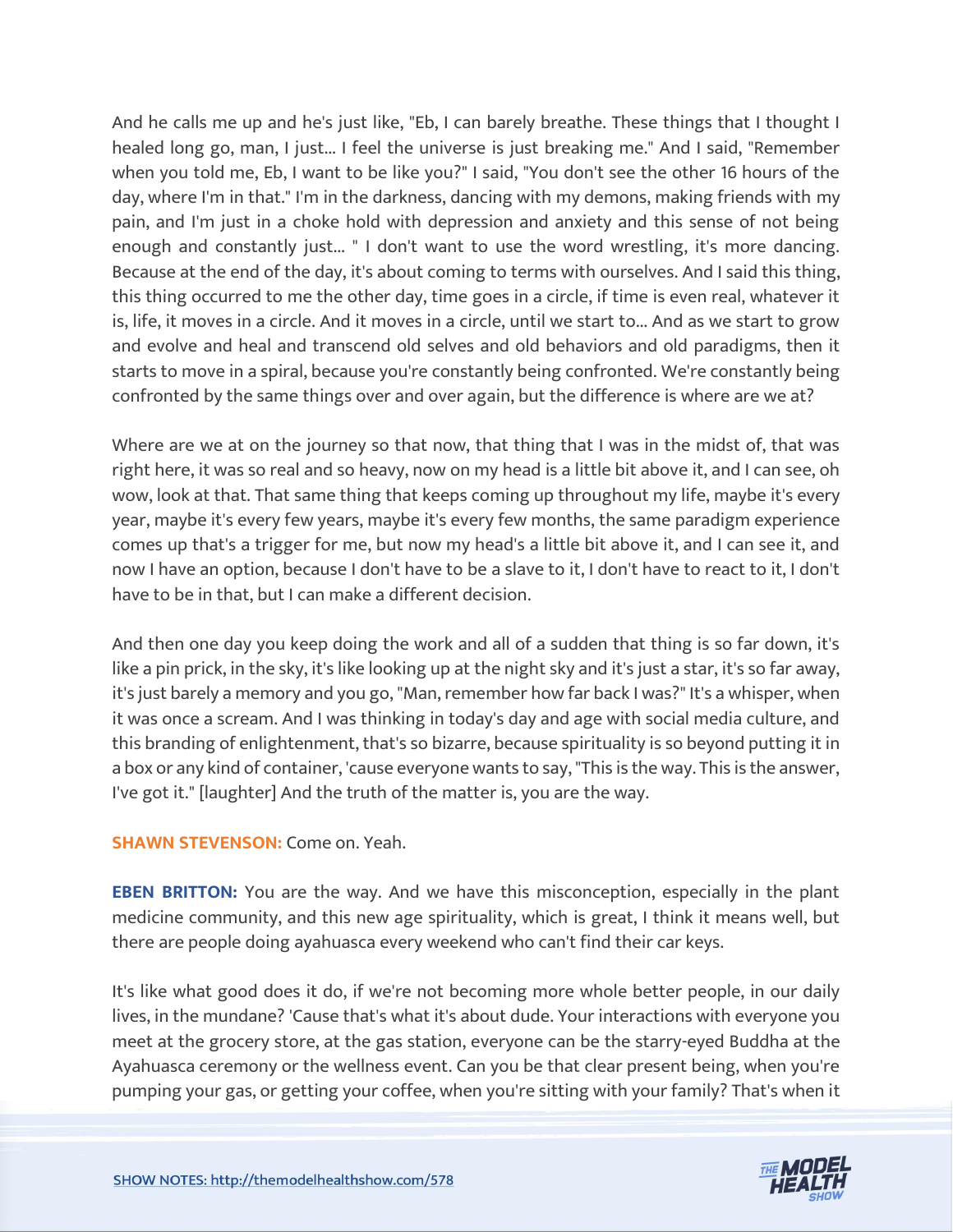And he calls me up and he's just like, "Eb, I can barely breathe. These things that I thought I healed long go, man, I just... I feel the universe is just breaking me." And I said, "Remember when you told me, Eb, I want to be like you?" I said, "You don't see the other 16 hours of the day, where I'm in that." I'm in the darkness, dancing with my demons, making friends with my pain, and I'm just in a choke hold with depression and anxiety and this sense of not being enough and constantly just... " I don't want to use the word wrestling, it's more dancing. Because at the end of the day, it's about coming to terms with ourselves. And I said this thing, this thing occurred to me the other day, time goes in a circle, if time is even real, whatever it is, life, it moves in a circle. And it moves in a circle, until we start to... And as we start to grow and evolve and heal and transcend old selves and old behaviors and old paradigms, then it starts to move in a spiral, because you're constantly being confronted. We're constantly being confronted by the same things over and over again, but the difference is where are we at?

Where are we at on the journey so that now, that thing that I was in the midst of, that was right here, it was so real and so heavy, now on my head is a little bit above it, and I can see, oh wow, look at that. That same thing that keeps coming up throughout my life, maybe it's every year, maybe it's every few years, maybe it's every few months, the same paradigm experience comes up that's a trigger for me, but now my head's a little bit above it, and I can see it, and now I have an option, because I don't have to be a slave to it, I don't have to react to it, I don't have to be in that, but I can make a different decision.

And then one day you keep doing the work and all of a sudden that thing is so far down, it's like a pin prick, in the sky, it's like looking up at the night sky and it's just a star, it's so far away, it's just barely a memory and you go, "Man, remember how far back I was?" It's a whisper, when it was once a scream. And I was thinking in today's day and age with social media culture, and this branding of enlightenment, that's so bizarre, because spirituality is so beyond putting it in a box or any kind of container, 'cause everyone wants to say, "This is the way. This is the answer, I've got it." [laughter] And the truth of the matter is, you are the way.

**SHAWN STEVENSON:** Come on. Yeah.

**EBEN BRITTON:** You are the way. And we have this misconception, especially in the plant medicine community, and this new age spirituality, which is great, I think it means well, but there are people doing ayahuasca every weekend who can't find their car keys.

It's like what good does it do, if we're not becoming more whole better people, in our daily lives, in the mundane? 'Cause that's what it's about dude. Your interactions with everyone you meet at the grocery store, at the gas station, everyone can be the starry-eyed Buddha at the Ayahuasca ceremony or the wellness event. Can you be that clear present being, when you're pumping your gas, or getting your coffee, when you're sitting with your family? That's when it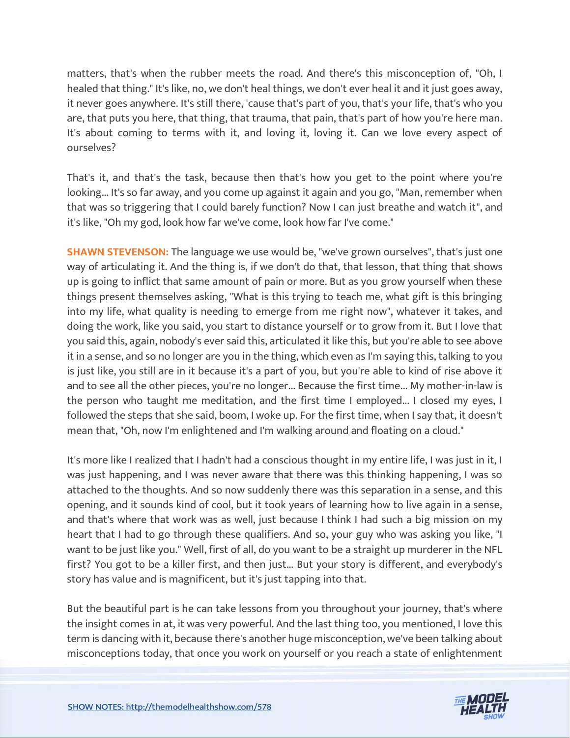matters, that's when the rubber meets the road. And there's this misconception of, "Oh, I healed that thing." It's like, no, we don't heal things, we don't ever heal it and it just goes away, it never goes anywhere. It's still there, 'cause that's part of you, that's your life, that's who you are, that puts you here, that thing, that trauma, that pain, that's part of how you're here man. It's about coming to terms with it, and loving it, loving it. Can we love every aspect of ourselves?

That's it, and that's the task, because then that's how you get to the point where you're looking... It's so far away, and you come up against it again and you go, "Man, remember when that was so triggering that I could barely function? Now I can just breathe and watch it", and it's like, "Oh my god, look how far we've come, look how far I've come."

**SHAWN STEVENSON:** The language we use would be, "we've grown ourselves", that's just one way of articulating it. And the thing is, if we don't do that, that lesson, that thing that shows up is going to inflict that same amount of pain or more. But as you grow yourself when these things present themselves asking, "What is this trying to teach me, what gift is this bringing into my life, what quality is needing to emerge from me right now", whatever it takes, and doing the work, like you said, you start to distance yourself or to grow from it. But I love that you said this, again, nobody's ever said this, articulated it like this, but you're able to see above it in a sense, and so no longer are you in the thing, which even as I'm saying this, talking to you is just like, you still are in it because it's a part of you, but you're able to kind of rise above it and to see all the other pieces, you're no longer... Because the first time... My mother-in-law is the person who taught me meditation, and the first time I employed... I closed my eyes, I followed the steps that she said, boom, I woke up. For the first time, when I say that, it doesn't mean that, "Oh, now I'm enlightened and I'm walking around and floating on a cloud."

It's more like I realized that I hadn't had a conscious thought in my entire life, I was just in it, I was just happening, and I was never aware that there was this thinking happening, I was so attached to the thoughts. And so now suddenly there was this separation in a sense, and this opening, and it sounds kind of cool, but it took years of learning how to live again in a sense, and that's where that work was as well, just because I think I had such a big mission on my heart that I had to go through these qualifiers. And so, your guy who was asking you like, "I want to be just like you." Well, first of all, do you want to be a straight up murderer in the NFL first? You got to be a killer first, and then just... But your story is different, and everybody's story has value and is magnificent, but it's just tapping into that.

But the beautiful part is he can take lessons from you throughout your journey, that's where the insight comes in at, it was very powerful. And the last thing too, you mentioned, I love this term is dancing with it, because there's another huge misconception, we've been talking about misconceptions today, that once you work on yourself or you reach a state of enlightenment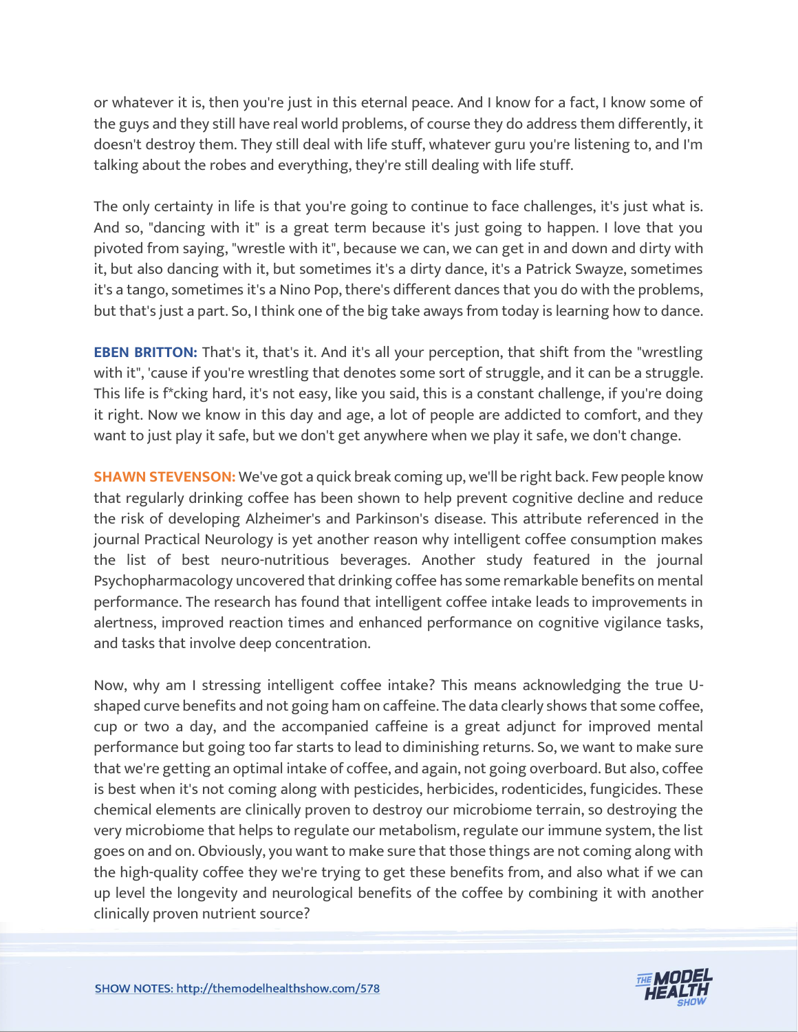or whatever it is, then you're just in this eternal peace. And I know for a fact, I know some of the guys and they still have real world problems, of course they do address them differently, it doesn't destroy them. They still deal with life stuff, whatever guru you're listening to, and I'm talking about the robes and everything, they're still dealing with life stuff.

The only certainty in life is that you're going to continue to face challenges, it's just what is. And so, "dancing with it" is a great term because it's just going to happen. I love that you pivoted from saying, "wrestle with it", because we can, we can get in and down and dirty with it, but also dancing with it, but sometimes it's a dirty dance, it's a Patrick Swayze, sometimes it's a tango, sometimes it's a Nino Pop, there's different dances that you do with the problems, but that's just a part. So, I think one of the big take aways from today is learning how to dance.

**EBEN BRITTON:** That's it, that's it. And it's all your perception, that shift from the "wrestling with it", 'cause if you're wrestling that denotes some sort of struggle, and it can be a struggle. This life is f*cking hard, it's not easy, like you said, this is a constant challenge, if you're doing it right. Now we know in this day and age, a lot of people are addicted to comfort, and they want to just play it safe, but we don't get anywhere when we play it safe, we don't change.

**SHAWN STEVENSON:** We've got a quick break coming up, we'll be right back. Few people know that regularly drinking coffee has been shown to help prevent cognitive decline and reduce the risk of developing Alzheimer's and Parkinson's disease. This attribute referenced in the journal Practical Neurology is yet another reason why intelligent coffee consumption makes the list of best neuro-nutritious beverages. Another study featured in the journal Psychopharmacology uncovered that drinking coffee has some remarkable benefits on mental performance. The research has found that intelligent coffee intake leads to improvements in alertness, improved reaction times and enhanced performance on cognitive vigilance tasks, and tasks that involve deep concentration.

Now, why am I stressing intelligent coffee intake? This means acknowledging the true U-shaped curve benefits and not going ham on caffeine. The data clearly shows that some coffee, cup or two a day, and the accompanied caffeine is a great adjunct for improved mental performance but going too far starts to lead to diminishing returns. So, we want to make sure that we're getting an optimal intake of coffee, and again, not going overboard. But also, coffee is best when it's not coming along with pesticides, herbicides, rodenticides, fungicides. These chemical elements are clinically proven to destroy our microbiome terrain, so destroying the very microbiome that helps to regulate our metabolism, regulate our immune system, the list goes on and on. Obviously, you want to make sure that those things are not coming along with the high-quality coffee they we're trying to get these benefits from, and also what if we can up level the longevity and neurological benefits of the coffee by combining it with another clinically proven nutrient source?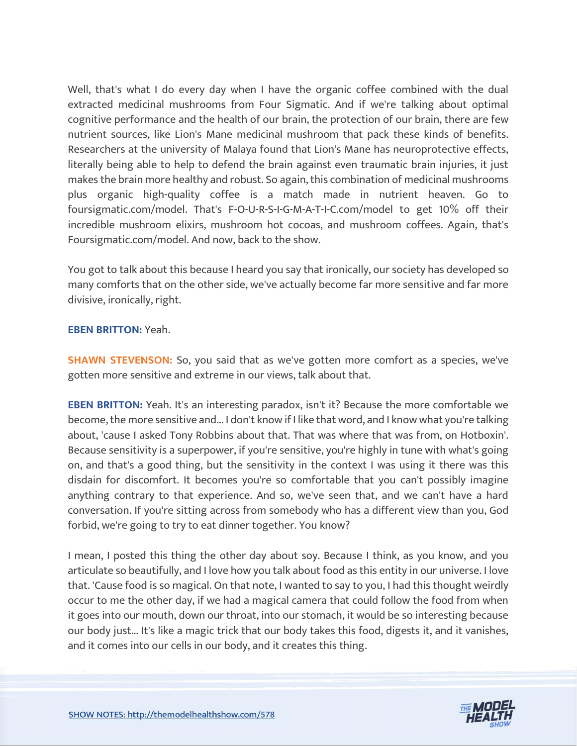Well, that's what I do every day when I have the organic coffee combined with the dual extracted medicinal mushrooms from Four Sigmatic. And if we're talking about optimal cognitive performance and the health of our brain, the protection of our brain, there are few nutrient sources, like Lion's Mane medicinal mushroom that pack these kinds of benefits. Researchers at the university of Malaya found that Lion's Mane has neuroprotective effects, literally being able to help to defend the brain against even traumatic brain injuries, it just makes the brain more healthy and robust. So again, this combination of medicinal mushrooms plus organic high-quality coffee is a match made in nutrient heaven. Go to foursigmatic.com/model. That's F-O-U-R-S-I-G-M-A-T-I-C.com/model to get 10% off their incredible mushroom elixirs, mushroom hot cocoas, and mushroom coffees. Again, that's Foursigmatic.com/model. And now, back to the show.

You got to talk about this because I heard you say that ironically, our society has developed so many comforts that on the other side, we've actually become far more sensitive and far more divisive, ironically, right.

**EBEN BRITTON:** Yeah.

**SHAWN STEVENSON:** So, you said that as we've gotten more comfort as a species, we've gotten more sensitive and extreme in our views, talk about that.

**EBEN BRITTON:** Yeah. It's an interesting paradox, isn't it? Because the more comfortable we become, the more sensitive and... I don't know if I like that word, and I know what you're talking about, 'cause I asked Tony Robbins about that. That was where that was from, on Hotboxin'. Because sensitivity is a superpower, if you're sensitive, you're highly in tune with what's going on, and that's a good thing, but the sensitivity in the context I was using it there was this disdain for discomfort. It becomes you're so comfortable that you can't possibly imagine anything contrary to that experience. And so, we've seen that, and we can't have a hard conversation. If you're sitting across from somebody who has a different view than you, God forbid, we're going to try to eat dinner together. You know?

I mean, I posted this thing the other day about soy. Because I think, as you know, and you articulate so beautifully, and I love how you talk about food as this entity in our universe. I love that. 'Cause food is so magical. On that note, I wanted to say to you, I had this thought weirdly occur to me the other day, if we had a magical camera that could follow the food from when it goes into our mouth, down our throat, into our stomach, it would be so interesting because our body just... It's like a magic trick that our body takes this food, digests it, and it vanishes, and it comes into our cells in our body, and it creates this thing.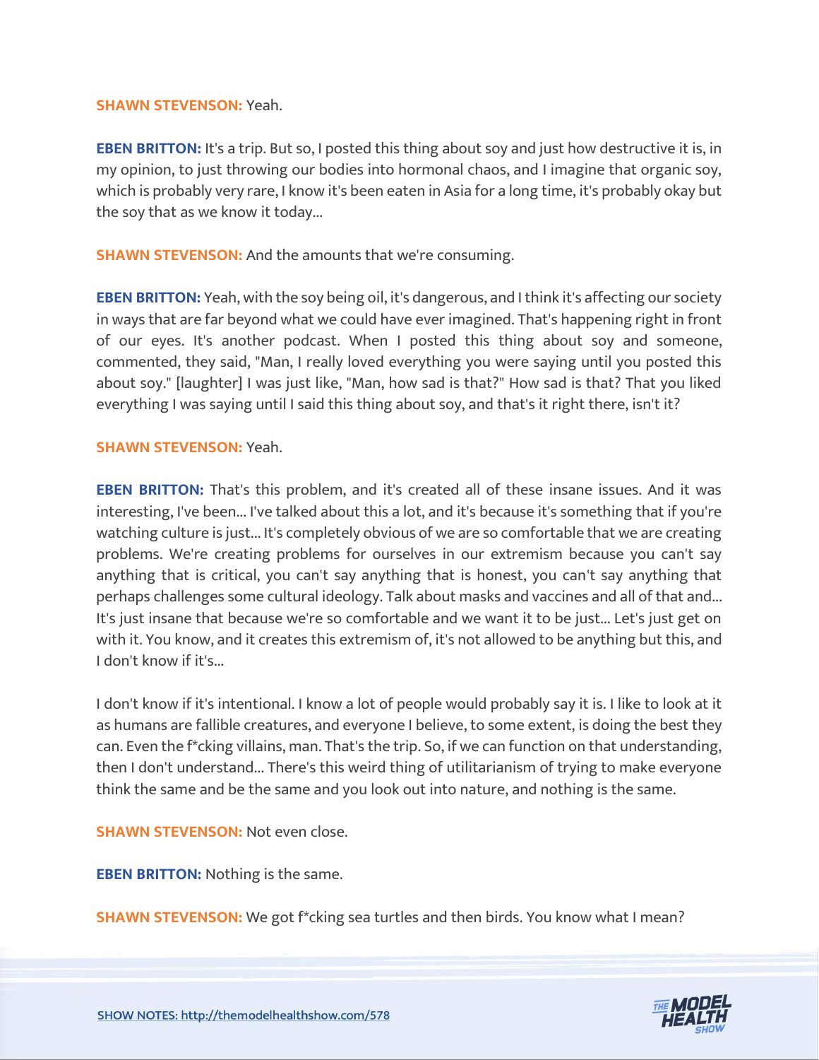**SHAWN STEVENSON:** Yeah.

**EBEN BRITTON:** It's a trip. But so, I posted this thing about soy and just how destructive it is, in my opinion, to just throwing our bodies into hormonal chaos, and I imagine that organic soy, which is probably very rare, I know it's been eaten in Asia for a long time, it's probably okay but the soy that as we know it today...

**SHAWN STEVENSON:** And the amounts that we're consuming.

**EBEN BRITTON:** Yeah, with the soy being oil, it's dangerous, and I think it's affecting our society in ways that are far beyond what we could have ever imagined. That's happening right in front of our eyes. It's another podcast. When I posted this thing about soy and someone, commented, they said, "Man, I really loved everything you were saying until you posted this about soy." [laughter] I was just like, "Man, how sad is that?" How sad is that? That you liked everything I was saying until I said this thing about soy, and that's it right there, isn't it?

**SHAWN STEVENSON:** Yeah.

**EBEN BRITTON:** That's this problem, and it's created all of these insane issues. And it was interesting, I've been... I've talked about this a lot, and it's because it's something that if you're watching culture is just... It's completely obvious of we are so comfortable that we are creating problems. We're creating problems for ourselves in our extremism because you can't say anything that is critical, you can't say anything that is honest, you can't say anything that perhaps challenges some cultural ideology. Talk about masks and vaccines and all of that and... It's just insane that because we're so comfortable and we want it to be just... Let's just get on with it. You know, and it creates this extremism of, it's not allowed to be anything but this, and I don't know if it's...

I don't know if it's intentional. I know a lot of people would probably say it is. I like to look at it as humans are fallible creatures, and everyone I believe, to some extent, is doing the best they can. Even the f*cking villains, man. That's the trip. So, if we can function on that understanding, then I don't understand... There's this weird thing of utilitarianism of trying to make everyone think the same and be the same and you look out into nature, and nothing is the same.

**SHAWN STEVENSON:** Not even close.

**EBEN BRITTON:** Nothing is the same.

**SHAWN STEVENSON:** We got f*cking sea turtles and then birds. You know what I mean?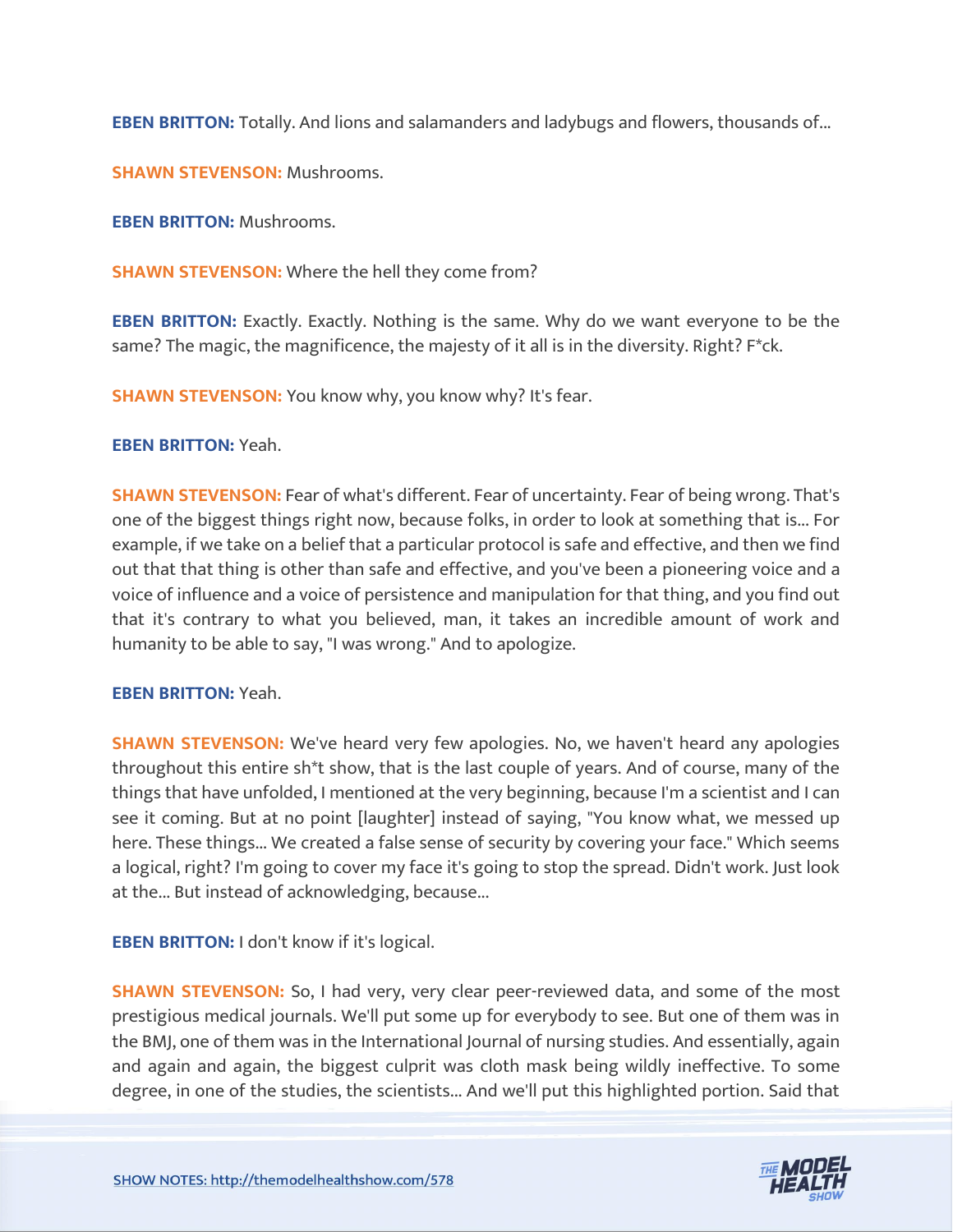**EBEN BRITTON:** Totally. And lions and salamanders and ladybugs and flowers, thousands of...

**SHAWN STEVENSON:** Mushrooms.

**EBEN BRITTON:** Mushrooms.

**SHAWN STEVENSON:** Where the hell they come from?

**EBEN BRITTON:** Exactly. Exactly. Nothing is the same. Why do we want everyone to be the same? The magic, the magnificence, the majesty of it all is in the diversity. Right? F*ck.

**SHAWN STEVENSON:** You know why, you know why? It's fear.

**EBEN BRITTON:** Yeah.

**SHAWN STEVENSON:** Fear of what's different. Fear of uncertainty. Fear of being wrong. That's one of the biggest things right now, because folks, in order to look at something that is... For example, if we take on a belief that a particular protocol is safe and effective, and then we find out that that thing is other than safe and effective, and you've been a pioneering voice and a voice of influence and a voice of persistence and manipulation for that thing, and you find out that it's contrary to what you believed, man, it takes an incredible amount of work and humanity to be able to say, "I was wrong." And to apologize.

**EBEN BRITTON:** Yeah.

**SHAWN STEVENSON:** We've heard very few apologies. No, we haven't heard any apologies throughout this entire sh*t show, that is the last couple of years. And of course, many of the things that have unfolded, I mentioned at the very beginning, because I'm a scientist and I can see it coming. But at no point [laughter] instead of saying, "You know what, we messed up here. These things... We created a false sense of security by covering your face." Which seems a logical, right? I'm going to cover my face it's going to stop the spread. Didn't work. Just look at the... But instead of acknowledging, because...

**EBEN BRITTON:** I don't know if it's logical.

**SHAWN STEVENSON:** So, I had very, very clear peer-reviewed data, and some of the most prestigious medical journals. We'll put some up for everybody to see. But one of them was in the BMJ, one of them was in the International Journal of nursing studies. And essentially, again and again and again, the biggest culprit was cloth mask being wildly ineffective. To some degree, in one of the studies, the scientists... And we'll put this highlighted portion. Said that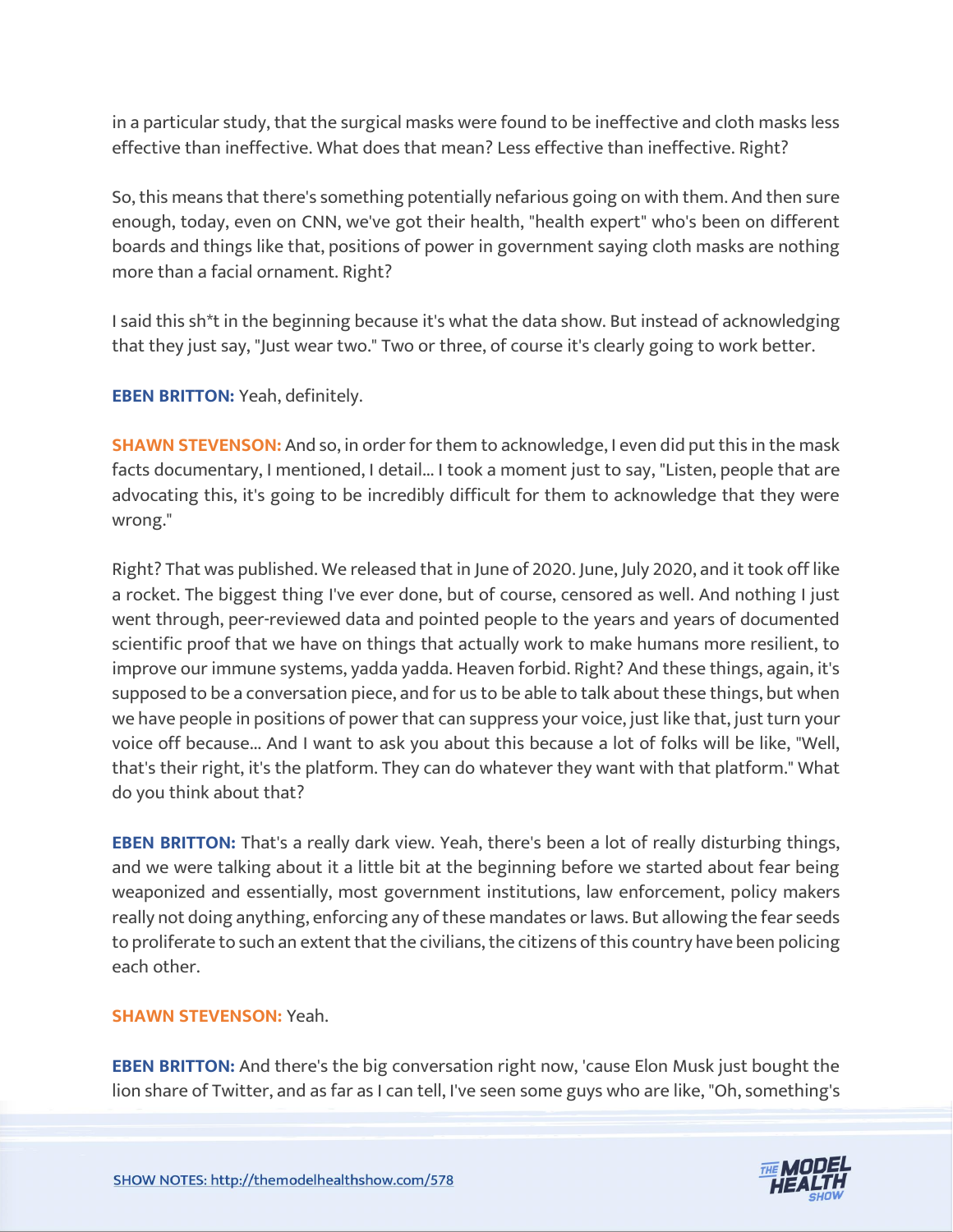in a particular study, that the surgical masks were found to be ineffective and cloth masks less effective than ineffective. What does that mean? Less effective than ineffective. Right?

So, this means that there's something potentially nefarious going on with them. And then sure enough, today, even on CNN, we've got their health, "health expert" who's been on different boards and things like that, positions of power in government saying cloth masks are nothing more than a facial ornament. Right?

I said this sh*t in the beginning because it's what the data show. But instead of acknowledging that they just say, "Just wear two." Two or three, of course it's clearly going to work better.

**EBEN BRITTON:** Yeah, definitely.

**SHAWN STEVENSON:** And so, in order for them to acknowledge, I even did put this in the mask facts documentary, I mentioned, I detail... I took a moment just to say, "Listen, people that are advocating this, it's going to be incredibly difficult for them to acknowledge that they were wrong."

Right? That was published. We released that in June of 2020. June, July 2020, and it took off like a rocket. The biggest thing I've ever done, but of course, censored as well. And nothing I just went through, peer-reviewed data and pointed people to the years and years of documented scientific proof that we have on things that actually work to make humans more resilient, to improve our immune systems, yadda yadda. Heaven forbid. Right? And these things, again, it's supposed to be a conversation piece, and for us to be able to talk about these things, but when we have people in positions of power that can suppress your voice, just like that, just turn your voice off because... And I want to ask you about this because a lot of folks will be like, "Well, that's their right, it's the platform. They can do whatever they want with that platform." What do you think about that?

**EBEN BRITTON:** That's a really dark view. Yeah, there's been a lot of really disturbing things, and we were talking about it a little bit at the beginning before we started about fear being weaponized and essentially, most government institutions, law enforcement, policy makers really not doing anything, enforcing any of these mandates or laws. But allowing the fear seeds to proliferate to such an extent that the civilians, the citizens of this country have been policing each other.

**SHAWN STEVENSON:** Yeah.

**EBEN BRITTON:** And there's the big conversation right now, 'cause Elon Musk just bought the lion share of Twitter, and as far as I can tell, I've seen some guys who are like, "Oh, something's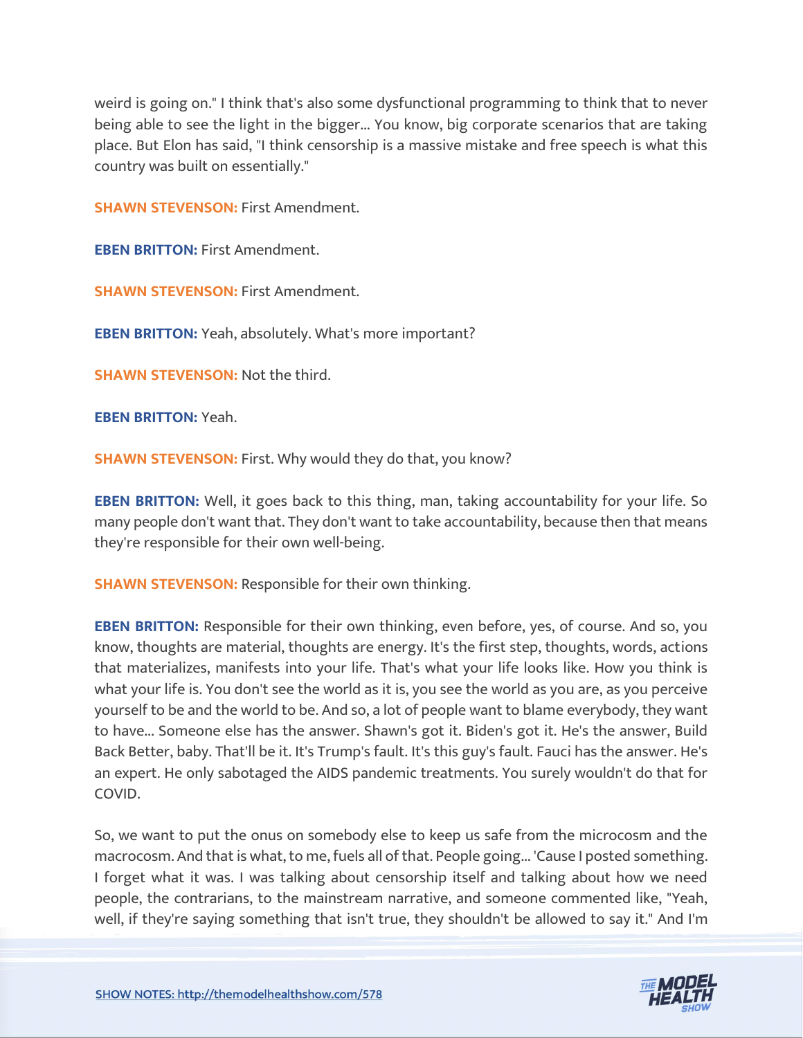weird is going on." I think that's also some dysfunctional programming to think that to never being able to see the light in the bigger... You know, big corporate scenarios that are taking place. But Elon has said, "I think censorship is a massive mistake and free speech is what this country was built on essentially."

**SHAWN STEVENSON:** First Amendment.

**EBEN BRITTON:** First Amendment.

**SHAWN STEVENSON:** First Amendment.

**EBEN BRITTON:** Yeah, absolutely. What's more important?

**SHAWN STEVENSON:** Not the third.

**EBEN BRITTON:** Yeah.

**SHAWN STEVENSON:** First. Why would they do that, you know?

**EBEN BRITTON:** Well, it goes back to this thing, man, taking accountability for your life. So many people don't want that. They don't want to take accountability, because then that means they're responsible for their own well-being.

**SHAWN STEVENSON:** Responsible for their own thinking.

**EBEN BRITTON:** Responsible for their own thinking, even before, yes, of course. And so, you know, thoughts are material, thoughts are energy. It's the first step, thoughts, words, actions that materializes, manifests into your life. That's what your life looks like. How you think is what your life is. You don't see the world as it is, you see the world as you are, as you perceive yourself to be and the world to be. And so, a lot of people want to blame everybody, they want to have... Someone else has the answer. Shawn's got it. Biden's got it. He's the answer, Build Back Better, baby. That'll be it. It's Trump's fault. It's this guy's fault. Fauci has the answer. He's an expert. He only sabotaged the AIDS pandemic treatments. You surely wouldn't do that for COVID.

So, we want to put the onus on somebody else to keep us safe from the microcosm and the macrocosm. And that is what, to me, fuels all of that. People going... 'Cause I posted something. I forget what it was. I was talking about censorship itself and talking about how we need people, the contrarians, to the mainstream narrative, and someone commented like, "Yeah, well, if they're saying something that isn't true, they shouldn't be allowed to say it." And I'm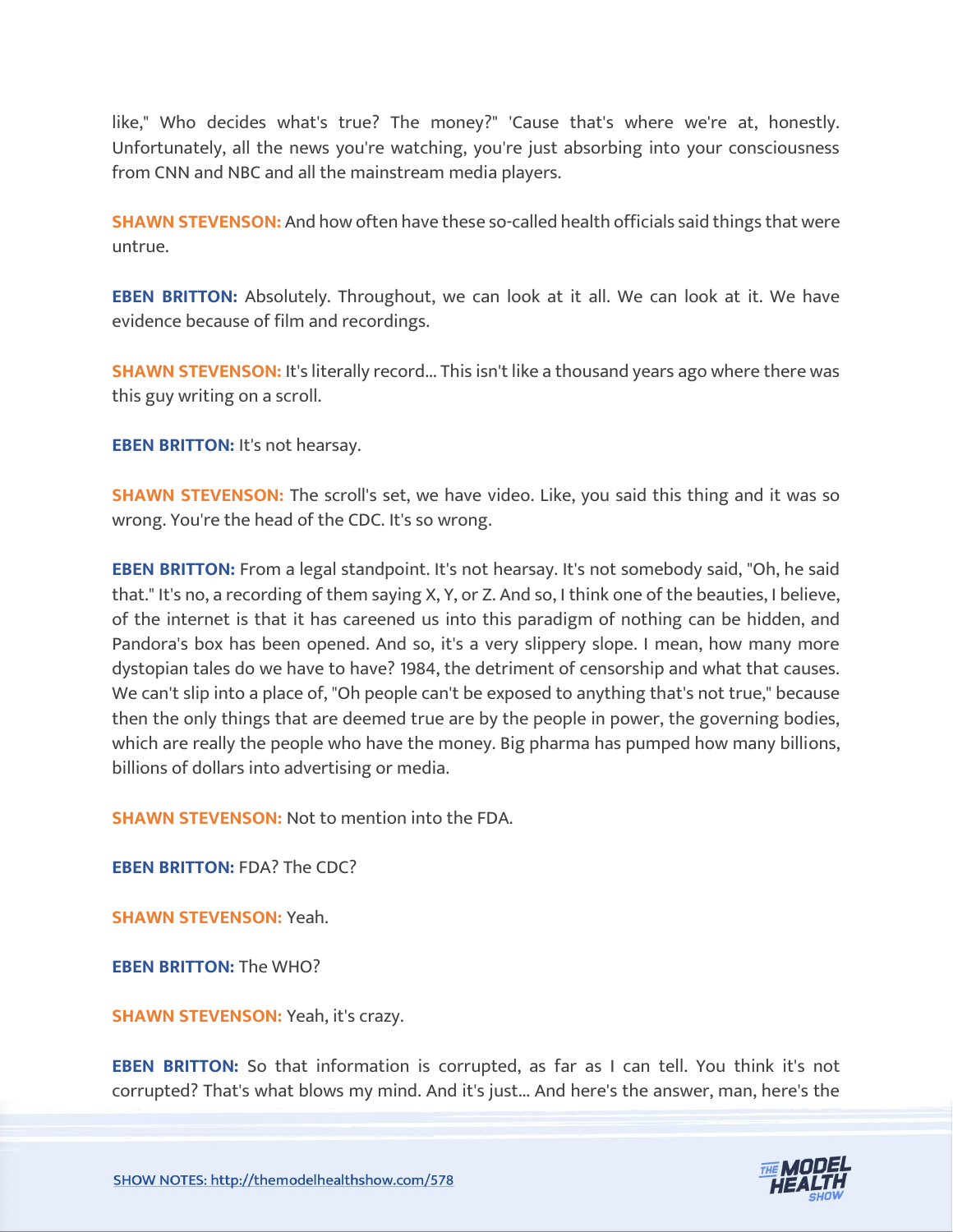like," Who decides what's true? The money?" 'Cause that's where we're at, honestly. Unfortunately, all the news you're watching, you're just absorbing into your consciousness from CNN and NBC and all the mainstream media players.

**SHAWN STEVENSON:** And how often have these so-called health officials said things that were untrue.

**EBEN BRITTON:** Absolutely. Throughout, we can look at it all. We can look at it. We have evidence because of film and recordings.

**SHAWN STEVENSON:** It's literally record... This isn't like a thousand years ago where there was this guy writing on a scroll.

**EBEN BRITTON:** It's not hearsay.

**SHAWN STEVENSON:** The scroll's set, we have video. Like, you said this thing and it was so wrong. You're the head of the CDC. It's so wrong.

**EBEN BRITTON:** From a legal standpoint. It's not hearsay. It's not somebody said, "Oh, he said that." It's no, a recording of them saying X, Y, or Z. And so, I think one of the beauties, I believe, of the internet is that it has careened us into this paradigm of nothing can be hidden, and Pandora's box has been opened. And so, it's a very slippery slope. I mean, how many more dystopian tales do we have to have? 1984, the detriment of censorship and what that causes. We can't slip into a place of, "Oh people can't be exposed to anything that's not true," because then the only things that are deemed true are by the people in power, the governing bodies, which are really the people who have the money. Big pharma has pumped how many billions, billions of dollars into advertising or media.

**SHAWN STEVENSON:** Not to mention into the FDA.

**EBEN BRITTON:** FDA? The CDC?

**SHAWN STEVENSON:** Yeah.

**EBEN BRITTON:** The WHO?

**SHAWN STEVENSON:** Yeah, it's crazy.

**EBEN BRITTON:** So that information is corrupted, as far as I can tell. You think it's not corrupted? That's what blows my mind. And it's just... And here's the answer, man, here's the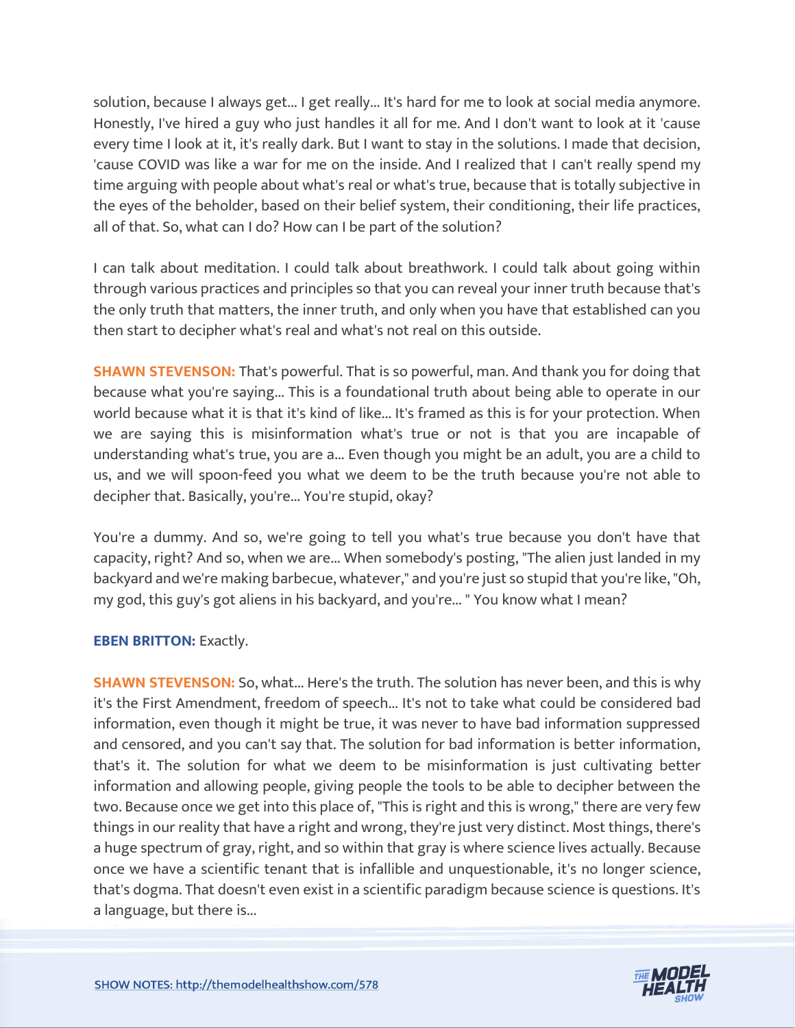solution, because I always get... I get really... It's hard for me to look at social media anymore. Honestly, I've hired a guy who just handles it all for me. And I don't want to look at it 'cause every time I look at it, it's really dark. But I want to stay in the solutions. I made that decision, 'cause COVID was like a war for me on the inside. And I realized that I can't really spend my time arguing with people about what's real or what's true, because that is totally subjective in the eyes of the beholder, based on their belief system, their conditioning, their life practices, all of that. So, what can I do? How can I be part of the solution?

I can talk about meditation. I could talk about breathwork. I could talk about going within through various practices and principles so that you can reveal your inner truth because that's the only truth that matters, the inner truth, and only when you have that established can you then start to decipher what's real and what's not real on this outside.

**SHAWN STEVENSON:** That's powerful. That is so powerful, man. And thank you for doing that because what you're saying... This is a foundational truth about being able to operate in our world because what it is that it's kind of like... It's framed as this is for your protection. When we are saying this is misinformation what's true or not is that you are incapable of understanding what's true, you are a... Even though you might be an adult, you are a child to us, and we will spoon-feed you what we deem to be the truth because you're not able to decipher that. Basically, you're... You're stupid, okay?

You're a dummy. And so, we're going to tell you what's true because you don't have that capacity, right? And so, when we are... When somebody's posting, "The alien just landed in my backyard and we're making barbecue, whatever," and you're just so stupid that you're like, "Oh, my god, this guy's got aliens in his backyard, and you're... " You know what I mean?

**EBEN BRITTON:** Exactly.

**SHAWN STEVENSON:** So, what... Here's the truth. The solution has never been, and this is why it's the First Amendment, freedom of speech... It's not to take what could be considered bad information, even though it might be true, it was never to have bad information suppressed and censored, and you can't say that. The solution for bad information is better information, that's it. The solution for what we deem to be misinformation is just cultivating better information and allowing people, giving people the tools to be able to decipher between the two. Because once we get into this place of, "This is right and this is wrong," there are very few things in our reality that have a right and wrong, they're just very distinct. Most things, there's a huge spectrum of gray, right, and so within that gray is where science lives actually. Because once we have a scientific tenant that is infallible and unquestionable, it's no longer science, that's dogma. That doesn't even exist in a scientific paradigm because science is questions. It's a language, but there is...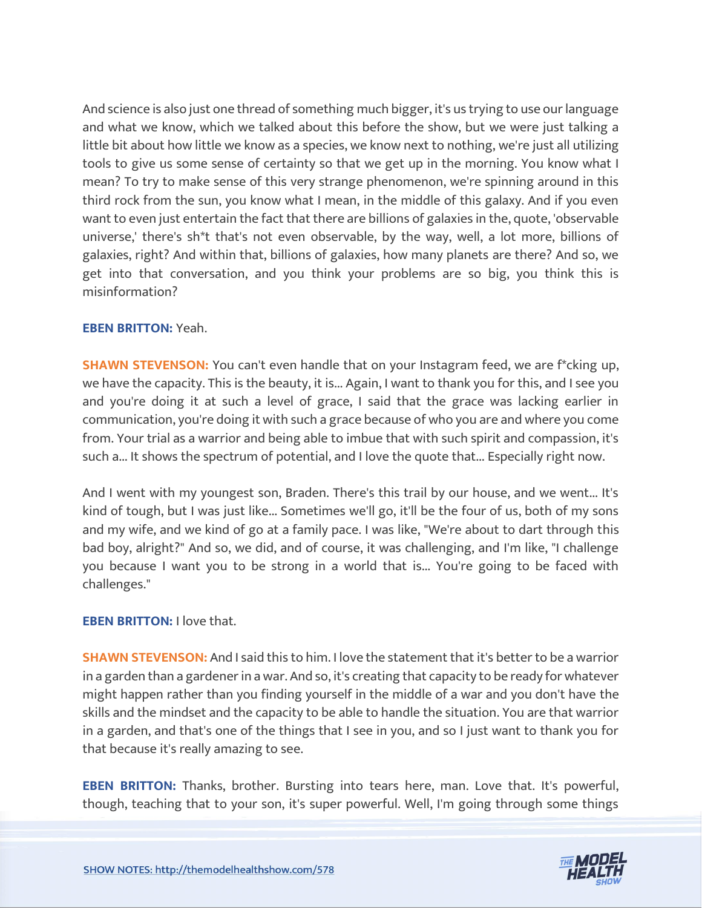And science is also just one thread of something much bigger, it's us trying to use our language and what we know, which we talked about this before the show, but we were just talking a little bit about how little we know as a species, we know next to nothing, we're just all utilizing tools to give us some sense of certainty so that we get up in the morning. You know what I mean? To try to make sense of this very strange phenomenon, we're spinning around in this third rock from the sun, you know what I mean, in the middle of this galaxy. And if you even want to even just entertain the fact that there are billions of galaxies in the, quote, 'observable universe,' there's sh*t that's not even observable, by the way, well, a lot more, billions of galaxies, right? And within that, billions of galaxies, how many planets are there? And so, we get into that conversation, and you think your problems are so big, you think this is misinformation?

**EBEN BRITTON:** Yeah.

**SHAWN STEVENSON:** You can't even handle that on your Instagram feed, we are f*cking up, we have the capacity. This is the beauty, it is... Again, I want to thank you for this, and I see you and you're doing it at such a level of grace, I said that the grace was lacking earlier in communication, you're doing it with such a grace because of who you are and where you come from. Your trial as a warrior and being able to imbue that with such spirit and compassion, it's such a... It shows the spectrum of potential, and I love the quote that... Especially right now.

And I went with my youngest son, Braden. There's this trail by our house, and we went... It's kind of tough, but I was just like... Sometimes we'll go, it'll be the four of us, both of my sons and my wife, and we kind of go at a family pace. I was like, "We're about to dart through this bad boy, alright?" And so, we did, and of course, it was challenging, and I'm like, "I challenge you because I want you to be strong in a world that is... You're going to be faced with challenges."

**EBEN BRITTON:** I love that.

**SHAWN STEVENSON:** And I said this to him. I love the statement that it's better to be a warrior in a garden than a gardener in a war. And so, it's creating that capacity to be ready for whatever might happen rather than you finding yourself in the middle of a war and you don't have the skills and the mindset and the capacity to be able to handle the situation. You are that warrior in a garden, and that's one of the things that I see in you, and so I just want to thank you for that because it's really amazing to see.

**EBEN BRITTON:** Thanks, brother. Bursting into tears here, man. Love that. It's powerful, though, teaching that to your son, it's super powerful. Well, I'm going through some things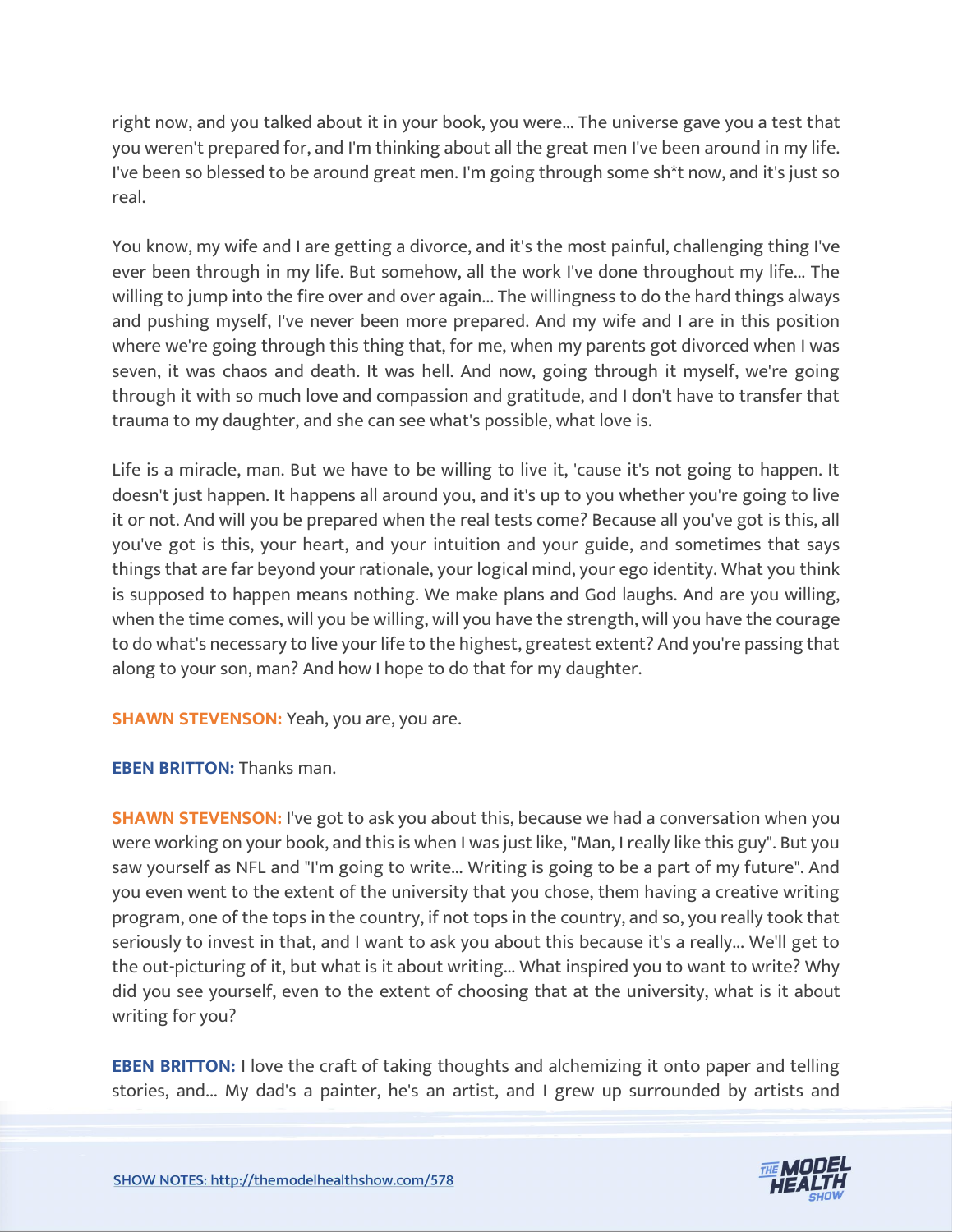right now, and you talked about it in your book, you were... The universe gave you a test that you weren't prepared for, and I'm thinking about all the great men I've been around in my life. I've been so blessed to be around great men. I'm going through some sh*t now, and it's just so real.

You know, my wife and I are getting a divorce, and it's the most painful, challenging thing I've ever been through in my life. But somehow, all the work I've done throughout my life... The willing to jump into the fire over and over again... The willingness to do the hard things always and pushing myself, I've never been more prepared. And my wife and I are in this position where we're going through this thing that, for me, when my parents got divorced when I was seven, it was chaos and death. It was hell. And now, going through it myself, we're going through it with so much love and compassion and gratitude, and I don't have to transfer that trauma to my daughter, and she can see what's possible, what love is.

Life is a miracle, man. But we have to be willing to live it, 'cause it's not going to happen. It doesn't just happen. It happens all around you, and it's up to you whether you're going to live it or not. And will you be prepared when the real tests come? Because all you've got is this, all you've got is this, your heart, and your intuition and your guide, and sometimes that says things that are far beyond your rationale, your logical mind, your ego identity. What you think is supposed to happen means nothing. We make plans and God laughs. And are you willing, when the time comes, will you be willing, will you have the strength, will you have the courage to do what's necessary to live your life to the highest, greatest extent? And you're passing that along to your son, man? And how I hope to do that for my daughter.

**SHAWN STEVENSON:** Yeah, you are, you are.

**EBEN BRITTON:** Thanks man.

**SHAWN STEVENSON:** I've got to ask you about this, because we had a conversation when you were working on your book, and this is when I was just like, "Man, I really like this guy". But you saw yourself as NFL and "I'm going to write... Writing is going to be a part of my future". And you even went to the extent of the university that you chose, them having a creative writing program, one of the tops in the country, if not tops in the country, and so, you really took that seriously to invest in that, and I want to ask you about this because it's a really... We'll get to the out-picturing of it, but what is it about writing... What inspired you to want to write? Why did you see yourself, even to the extent of choosing that at the university, what is it about writing for you?

**EBEN BRITTON:** I love the craft of taking thoughts and alchemizing it onto paper and telling stories, and... My dad's a painter, he's an artist, and I grew up surrounded by artists and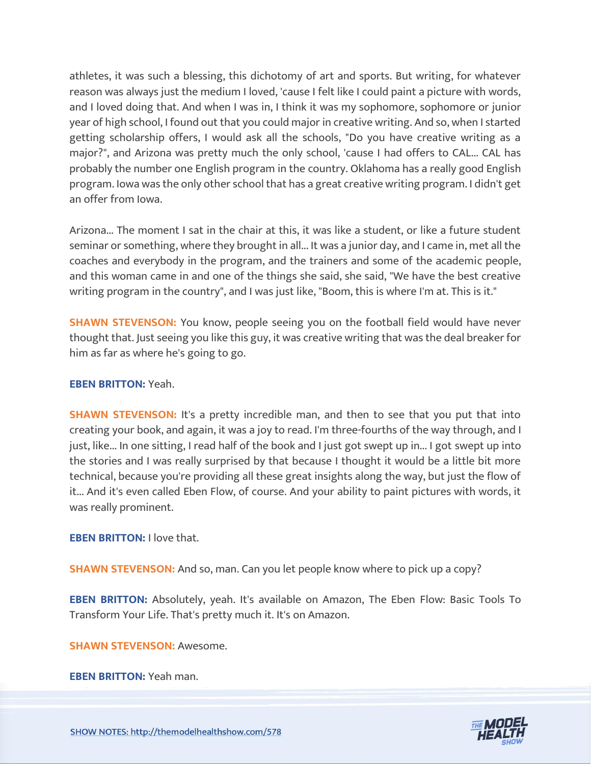athletes, it was such a blessing, this dichotomy of art and sports. But writing, for whatever reason was always just the medium I loved, 'cause I felt like I could paint a picture with words, and I loved doing that. And when I was in, I think it was my sophomore, sophomore or junior year of high school, I found out that you could major in creative writing. And so, when I started getting scholarship offers, I would ask all the schools, "Do you have creative writing as a major?", and Arizona was pretty much the only school, 'cause I had offers to CAL... CAL has probably the number one English program in the country. Oklahoma has a really good English program. Iowa was the only other school that has a great creative writing program. I didn't get an offer from Iowa.

Arizona... The moment I sat in the chair at this, it was like a student, or like a future student seminar or something, where they brought in all... It was a junior day, and I came in, met all the coaches and everybody in the program, and the trainers and some of the academic people, and this woman came in and one of the things she said, she said, "We have the best creative writing program in the country", and I was just like, "Boom, this is where I'm at. This is it."

**SHAWN STEVENSON:** You know, people seeing you on the football field would have never thought that. Just seeing you like this guy, it was creative writing that was the deal breaker for him as far as where he's going to go.

**EBEN BRITTON:** Yeah.

**SHAWN STEVENSON:** It's a pretty incredible man, and then to see that you put that into creating your book, and again, it was a joy to read. I'm three-fourths of the way through, and I just, like... In one sitting, I read half of the book and I just got swept up in... I got swept up into the stories and I was really surprised by that because I thought it would be a little bit more technical, because you're providing all these great insights along the way, but just the flow of it... And it's even called Eben Flow, of course. And your ability to paint pictures with words, it was really prominent.

**EBEN BRITTON:** I love that.

**SHAWN STEVENSON:** And so, man. Can you let people know where to pick up a copy?

**EBEN BRITTON:** Absolutely, yeah. It's available on Amazon, The Eben Flow: Basic Tools To Transform Your Life. That's pretty much it. It's on Amazon.

**SHAWN STEVENSON:** Awesome.

**EBEN BRITTON:** Yeah man.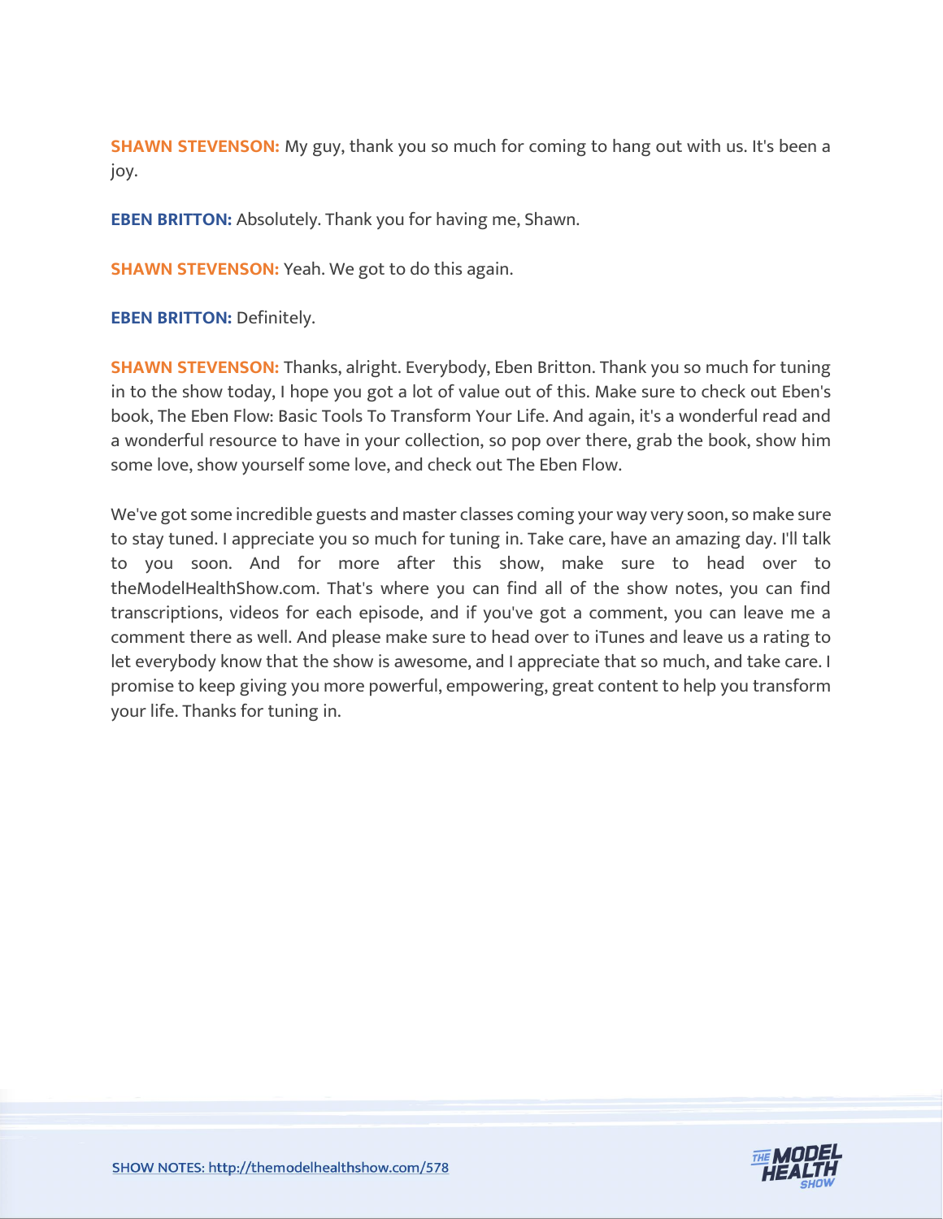**SHAWN STEVENSON:** My guy, thank you so much for coming to hang out with us. It's been a joy.

**EBEN BRITTON:** Absolutely. Thank you for having me, Shawn.

**SHAWN STEVENSON:** Yeah. We got to do this again.

**EBEN BRITTON:** Definitely.

**SHAWN STEVENSON:** Thanks, alright. Everybody, Eben Britton. Thank you so much for tuning in to the show today, I hope you got a lot of value out of this. Make sure to check out Eben's book, The Eben Flow: Basic Tools To Transform Your Life. And again, it's a wonderful read and a wonderful resource to have in your collection, so pop over there, grab the book, show him some love, show yourself some love, and check out The Eben Flow.

We've got some incredible guests and master classes coming your way very soon, so make sure to stay tuned. I appreciate you so much for tuning in. Take care, have an amazing day. I'll talk to you soon. And for more after this show, make sure to head over to theModelHealthShow.com. That's where you can find all of the show notes, you can find transcriptions, videos for each episode, and if you've got a comment, you can leave me a comment there as well. And please make sure to head over to iTunes and leave us a rating to let everybody know that the show is awesome, and I appreciate that so much, and take care. I promise to keep giving you more powerful, empowering, great content to help you transform your life. Thanks for tuning in.